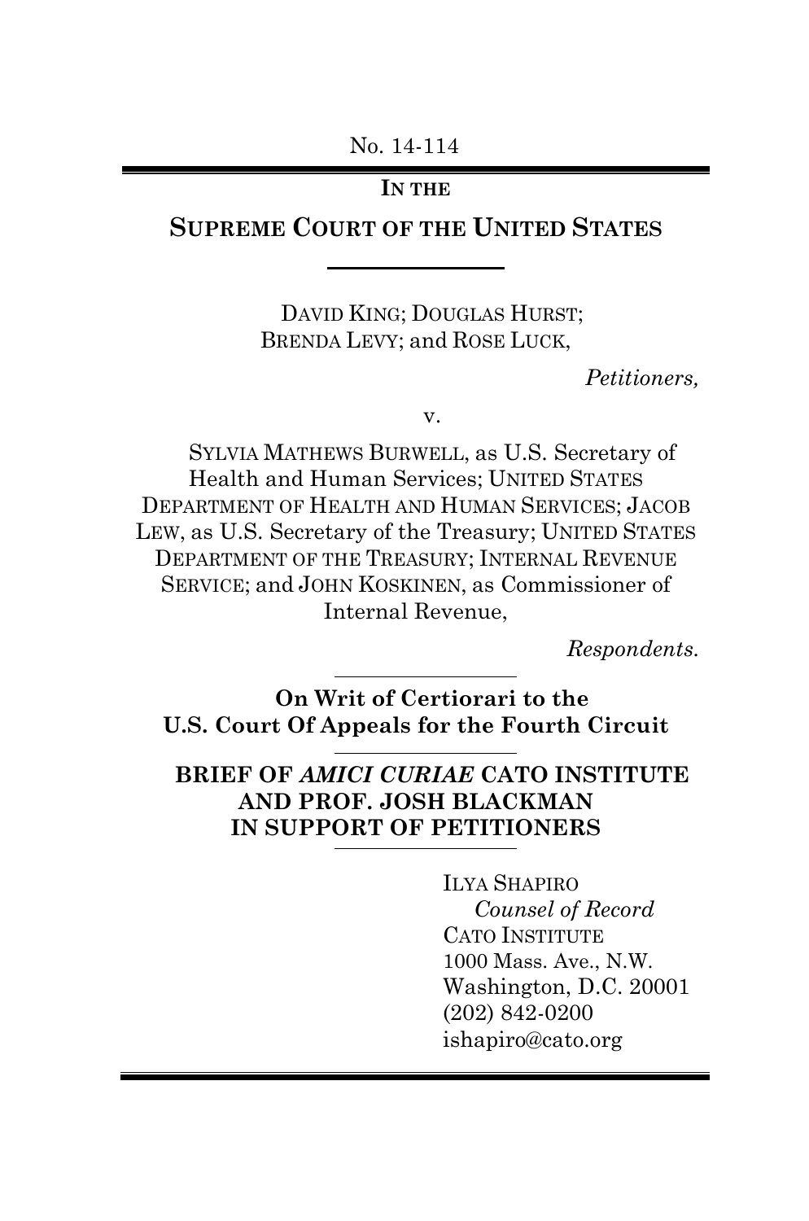No. 14-114

**IN THE**

## SUPREME COURT OF THE UNITED STATES

DAVID KING; DOUGLAS HURST; BRENDA LEVY; and ROSE LUCK,

*Petitioners,*

v.

SYLVIA MATHEWS BURWELL, as U.S. Secretary of Health and Human Services; UNITED STATES DEPARTMENT OF HEALTH AND HUMAN SERVICES; JACOB LEW, as U.S. Secretary of the Treasury; UNITED STATES DEPARTMENT OF THE TREASURY; INTERNAL REVENUE SERVICE; and JOHN KOSKINEN, as Commissioner of Internal Revenue,

*Respondents.*

**On Writ of Certiorari to the U.S. Court Of Appeals for the Fourth Circuit**

**BRIEF OF *AMICI CURIAE* CATO INSTITUTE AND PROF. JOSH BLACKMAN IN SUPPORT OF PETITIONERS**

ILYA SHAPIRO
*Counsel of Record*
CATO INSTITUTE
1000 Mass. Ave., N.W.
Washington, D.C. 20001
(202) 842-0200
ishapiro@cato.org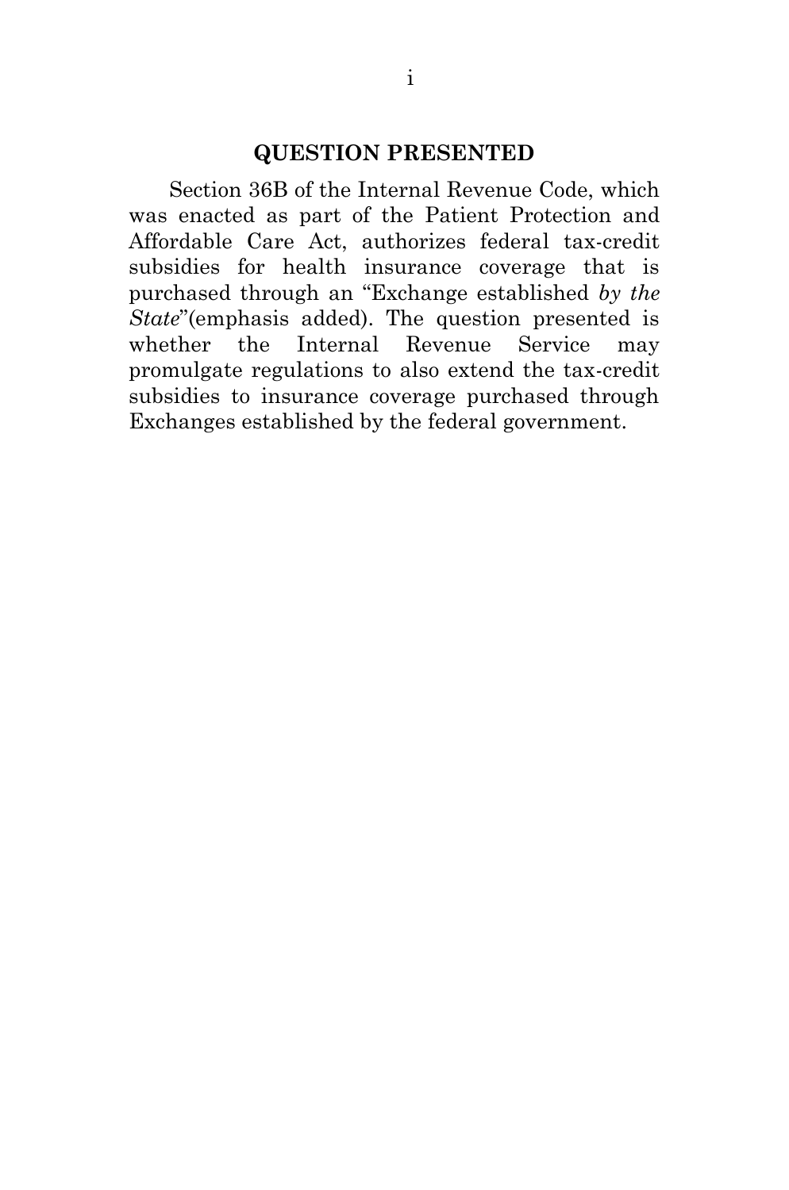## QUESTION PRESENTED

Section 36B of the Internal Revenue Code, which was enacted as part of the Patient Protection and Affordable Care Act, authorizes federal tax-credit subsidies for health insurance coverage that is purchased through an "Exchange established *by the State*"(emphasis added). The question presented is whether the Internal Revenue Service may promulgate regulations to also extend the tax-credit subsidies to insurance coverage purchased through Exchanges established by the federal government.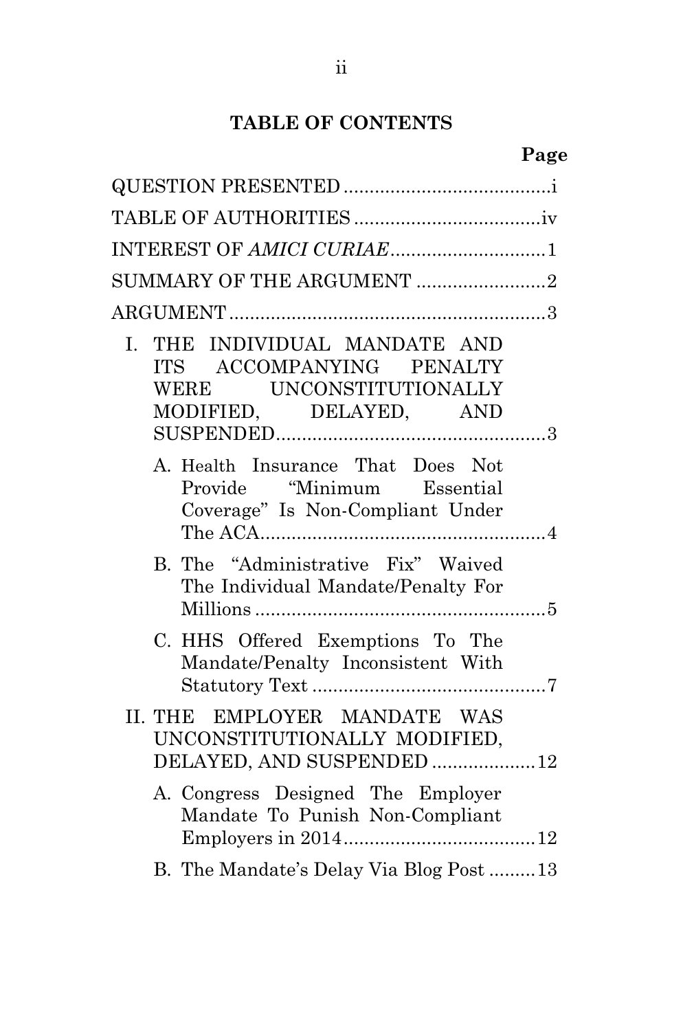## TABLE OF CONTENTS

| | Page |
|---|---|
| QUESTION PRESENTED | i |
| TABLE OF AUTHORITIES | iv |
| INTEREST OF *AMICI CURIAE* | 1 |
| SUMMARY OF THE ARGUMENT | 2 |
| ARGUMENT | 3 |
| I. THE INDIVIDUAL MANDATE AND ITS ACCOMPANYING PENALTY WERE UNCONSTITUTIONALLY MODIFIED, DELAYED, AND SUSPENDED | 3 |
| A. Health Insurance That Does Not Provide "Minimum Essential Coverage" Is Non-Compliant Under The ACA | 4 |
| B. The "Administrative Fix" Waived The Individual Mandate/Penalty For Millions | 5 |
| C. HHS Offered Exemptions To The Mandate/Penalty Inconsistent With Statutory Text | 7 |
| II. THE EMPLOYER MANDATE WAS UNCONSTITUTIONALLY MODIFIED, DELAYED, AND SUSPENDED | 12 |
| A. Congress Designed The Employer Mandate To Punish Non-Compliant Employers in 2014 | 12 |
| B. The Mandate's Delay Via Blog Post | 13 |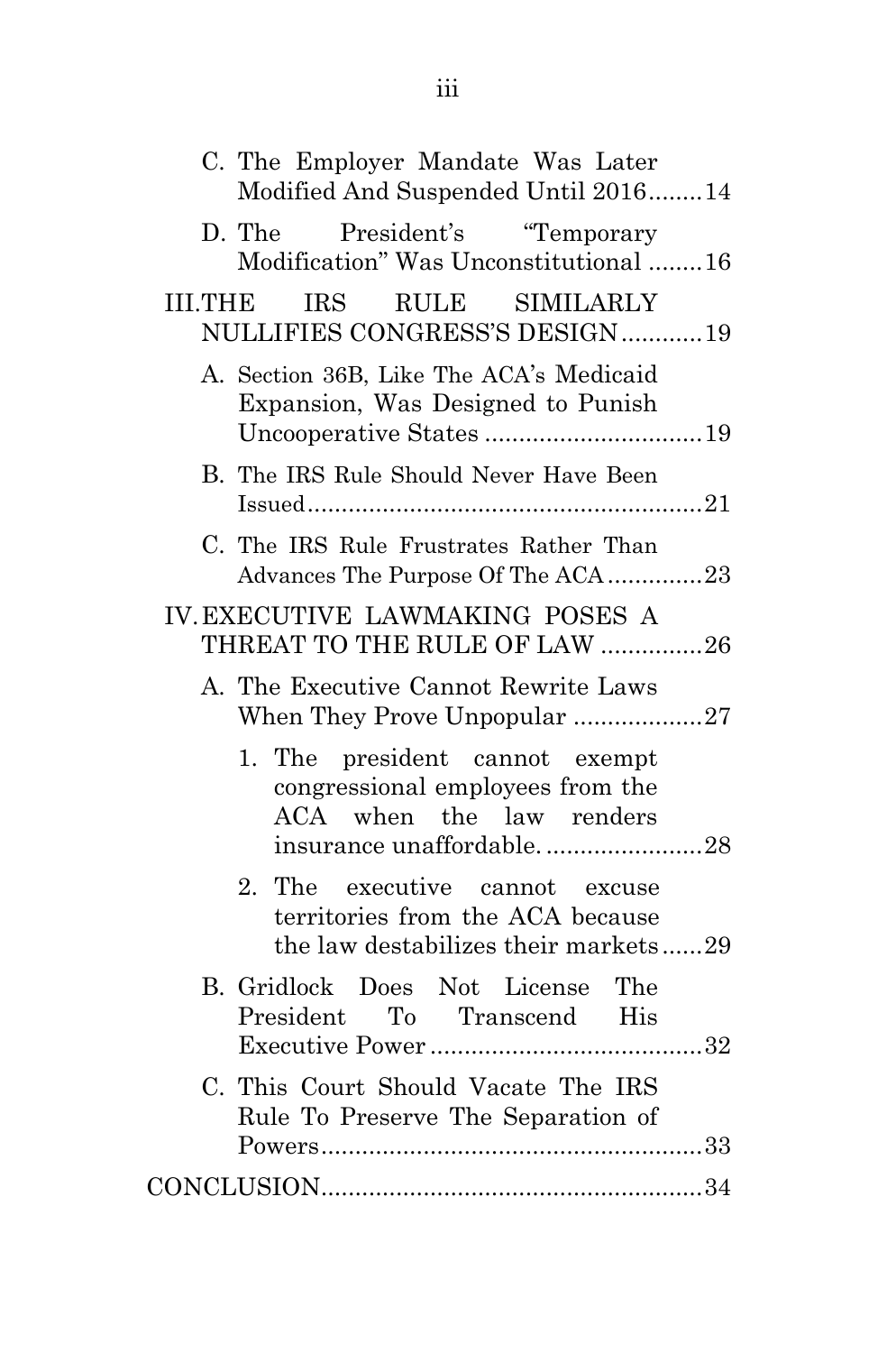C. The Employer Mandate Was Later Modified And Suspended Until 2016........14

D. The President's "Temporary Modification" Was Unconstitutional ........16

III. THE IRS RULE SIMILARLY NULLIFIES CONGRESS'S DESIGN............19

A. Section 36B, Like The ACA's Medicaid Expansion, Was Designed to Punish Uncooperative States ................................19

B. The IRS Rule Should Never Have Been Issued..........................................................21

C. The IRS Rule Frustrates Rather Than Advances The Purpose Of The ACA..............23

IV. EXECUTIVE LAWMAKING POSES A THREAT TO THE RULE OF LAW ...............26

A. The Executive Cannot Rewrite Laws When They Prove Unpopular ...................27

1. The president cannot exempt congressional employees from the ACA when the law renders insurance unaffordable. .......................28

2. The executive cannot excuse territories from the ACA because the law destabilizes their markets......29

B. Gridlock Does Not License The President To Transcend His Executive Power........................................32

C. This Court Should Vacate The IRS Rule To Preserve The Separation of Powers........................................................33

CONCLUSION.......................................................34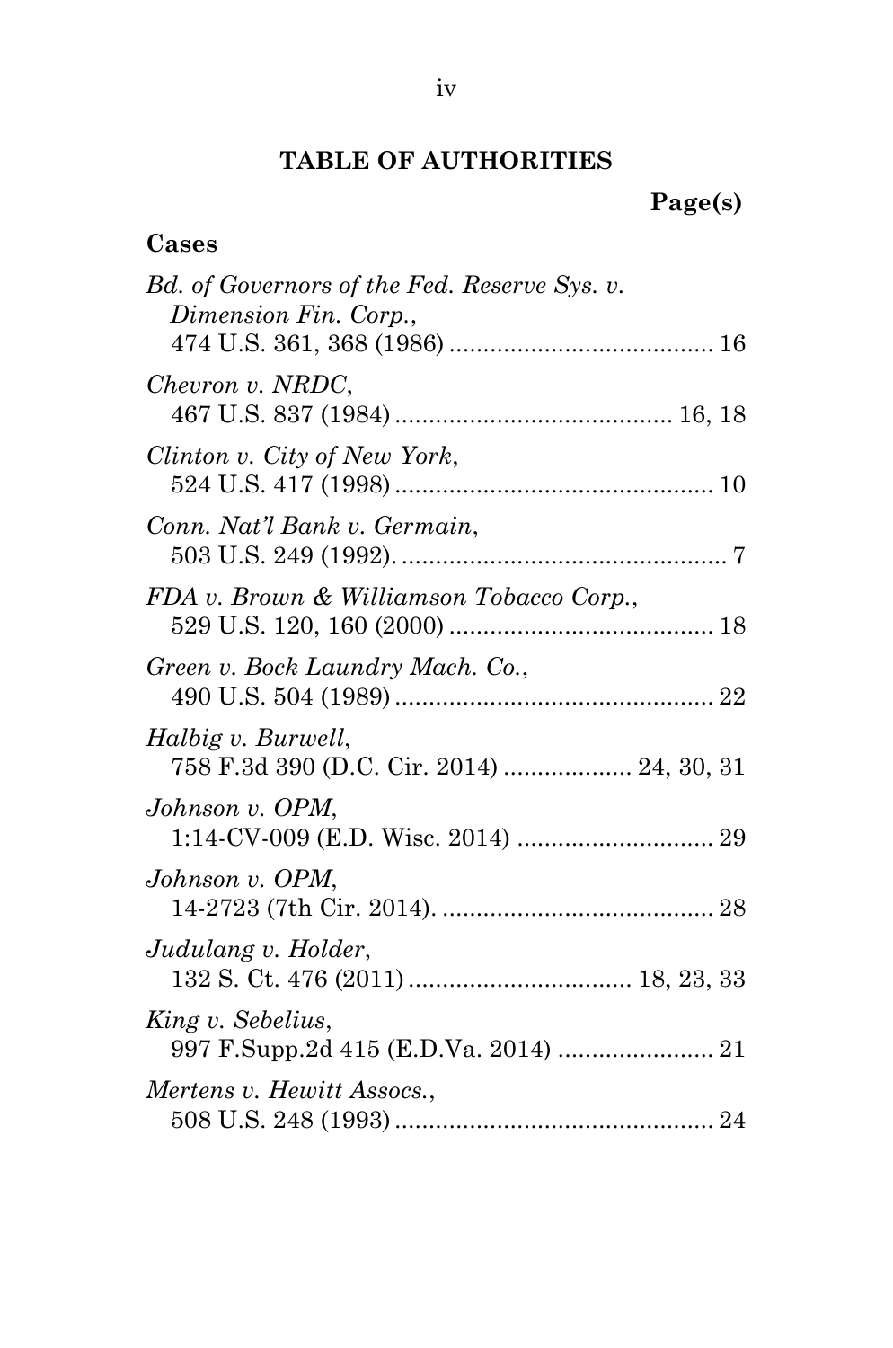# TABLE OF AUTHORITIES

**Page(s)**

## Cases

*Bd. of Governors of the Fed. Reserve Sys. v. Dimension Fin. Corp.*, 474 U.S. 361, 368 (1986) ....................................... 16

*Chevron v. NRDC*, 467 U.S. 837 (1984) ......................................... 16, 18

*Clinton v. City of New York*, 524 U.S. 417 (1998) ................................................ 10

*Conn. Nat'l Bank v. Germain*, 503 U.S. 249 (1992). ................................................. 7

*FDA v. Brown & Williamson Tobacco Corp.*, 529 U.S. 120, 160 (2000) ........................................ 18

*Green v. Bock Laundry Mach. Co.*, 490 U.S. 504 (1989) ................................................ 22

*Halbig v. Burwell*, 758 F.3d 390 (D.C. Cir. 2014) .................. 24, 30, 31

*Johnson v. OPM*, 1:14-CV-009 (E.D. Wisc. 2014) ............................. 29

*Johnson v. OPM*, 14-2723 (7th Cir. 2014). ........................................ 28

*Judulang v. Holder*, 132 S. Ct. 476 (2011) ................................. 18, 23, 33

*King v. Sebelius*, 997 F.Supp.2d 415 (E.D.Va. 2014) ....................... 21

*Mertens v. Hewitt Assocs.*, 508 U.S. 248 (1993) ................................................ 24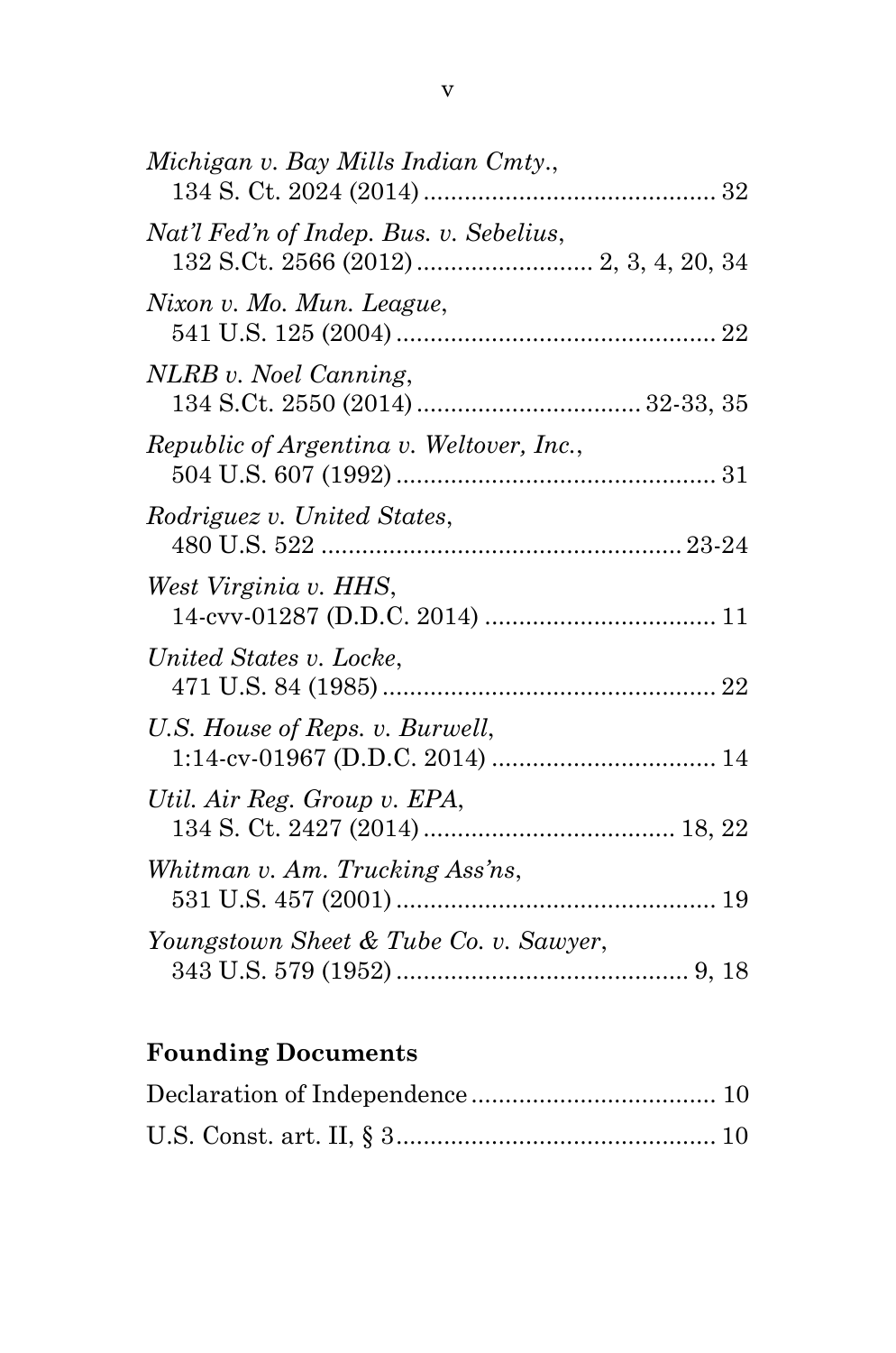*Michigan v. Bay Mills Indian Cmty.*,
134 S. Ct. 2024 (2014) .......................................... 32

*Nat'l Fed'n of Indep. Bus. v. Sebelius*,
132 S.Ct. 2566 (2012) ......................... 2, 3, 4, 20, 34

*Nixon v. Mo. Mun. League*,
541 U.S. 125 (2004) .............................................. 22

*NLRB v. Noel Canning*,
134 S.Ct. 2550 (2014) ............................... 32-33, 35

*Republic of Argentina v. Weltover, Inc.*,
504 U.S. 607 (1992) .............................................. 31

*Rodriguez v. United States*,
480 U.S. 522 .................................................... 23-24

*West Virginia v. HHS*,
14-cvv-01287 (D.D.C. 2014) ................................. 11

*United States v. Locke*,
471 U.S. 84 (1985) ................................................ 22

*U.S. House of Reps. v. Burwell*,
1:14-cv-01967 (D.D.C. 2014) ................................ 14

*Util. Air Reg. Group v. EPA*,
134 S. Ct. 2427 (2014) .................................... 18, 22

*Whitman v. Am. Trucking Ass'ns*,
531 U.S. 457 (2001) .............................................. 19

*Youngstown Sheet & Tube Co. v. Sawyer*,
343 U.S. 579 (1952) .......................................... 9, 18

**Founding Documents**

Declaration of Independence ................................... 10

U.S. Const. art. II, § 3 .............................................. 10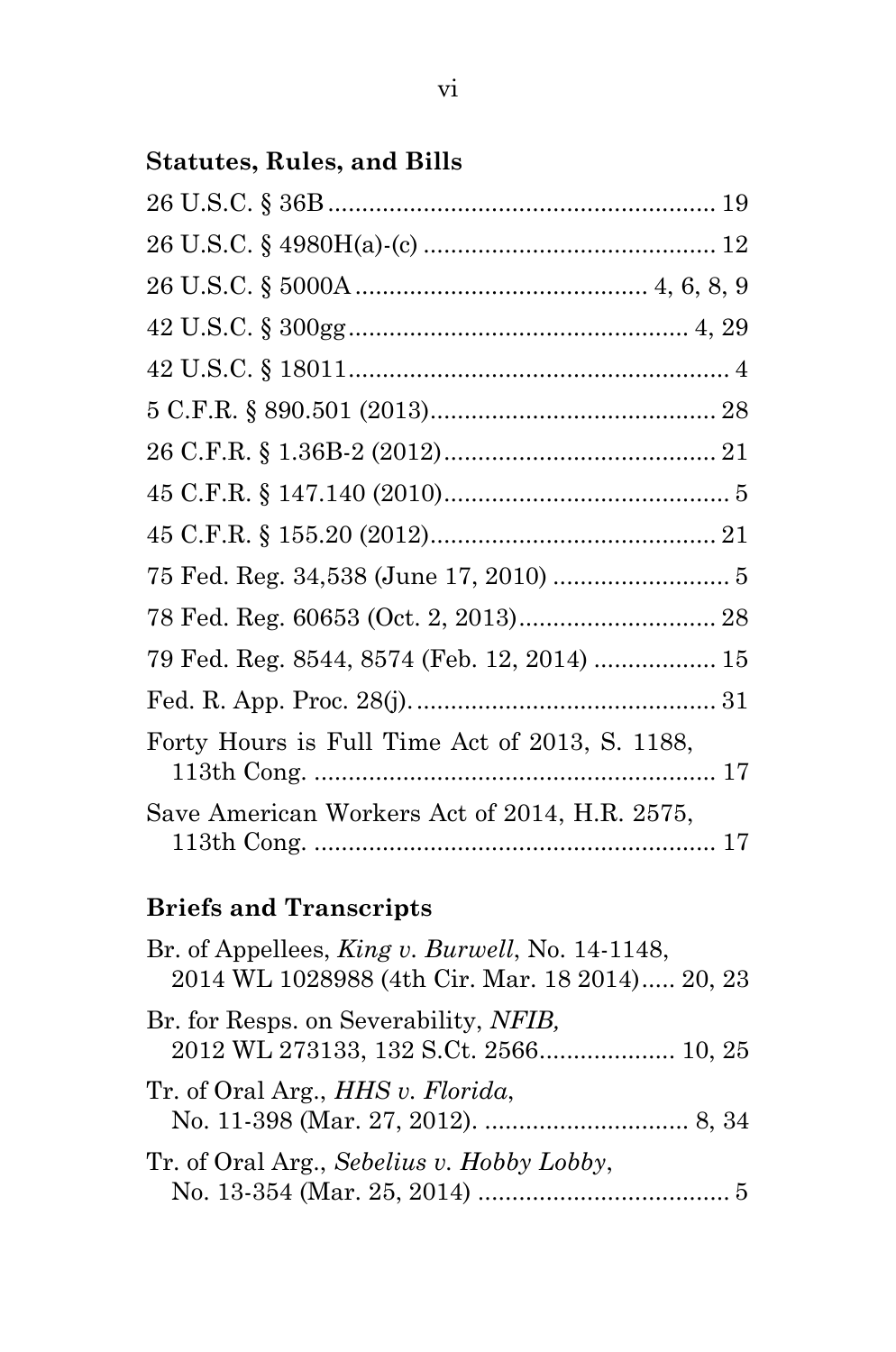### Statutes, Rules, and Bills

26 U.S.C. § 36B ........................................................ 19

26 U.S.C. § 4980H(a)-(c) .......................................... 12

26 U.S.C. § 5000A .......................................... 4, 6, 8, 9

42 U.S.C. § 300gg ................................................. 4, 29

42 U.S.C. § 18011 ........................................................ 4

5 C.F.R. § 890.501 (2013) .......................................... 28

26 C.F.R. § 1.36B-2 (2012) ........................................ 21

45 C.F.R. § 147.140 (2010) .......................................... 5

45 C.F.R. § 155.20 (2012) .......................................... 21

75 Fed. Reg. 34,538 (June 17, 2010) .......................... 5

78 Fed. Reg. 60653 (Oct. 2, 2013) ............................. 28

79 Fed. Reg. 8544, 8574 (Feb. 12, 2014) .................. 15

Fed. R. App. Proc. 28(j). ............................................ 31

Forty Hours is Full Time Act of 2013, S. 1188, 113th Cong. .......................................................... 17

Save American Workers Act of 2014, H.R. 2575, 113th Cong. .......................................................... 17

### Briefs and Transcripts

Br. of Appellees, *King v. Burwell*, No. 14-1148, 2014 WL 1028988 (4th Cir. Mar. 18 2014) ..... 20, 23

Br. for Resps. on Severability, *NFIB,* 2012 WL 273133, 132 S.Ct. 2566 .................... 10, 25

Tr. of Oral Arg., *HHS v. Florida*, No. 11-398 (Mar. 27, 2012). .............................. 8, 34

Tr. of Oral Arg., *Sebelius v. Hobby Lobby*, No. 13-354 (Mar. 25, 2014) ..................................... 5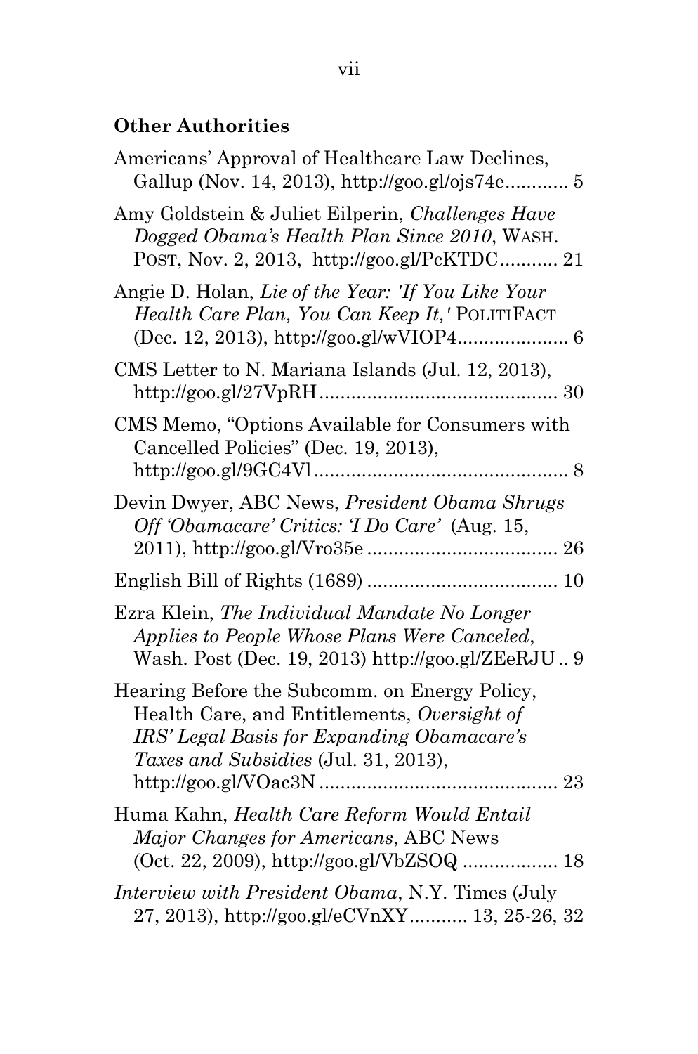## Other Authorities

Americans' Approval of Healthcare Law Declines, Gallup (Nov. 14, 2013), http://goo.gl/ojs74e............ 5

Amy Goldstein & Juliet Eilperin, *Challenges Have Dogged Obama's Health Plan Since 2010*, WASH. POST, Nov. 2, 2013, http://goo.gl/PcKTDC........... 21

Angie D. Holan, *Lie of the Year: 'If You Like Your Health Care Plan, You Can Keep It,'* POLITIFACT (Dec. 12, 2013), http://goo.gl/wVIOP4..................... 6

CMS Letter to N. Mariana Islands (Jul. 12, 2013), http://goo.gl/27VpRH............................................. 30

CMS Memo, "Options Available for Consumers with Cancelled Policies" (Dec. 19, 2013), http://goo.gl/9GC4Vl................................................. 8

Devin Dwyer, ABC News, *President Obama Shrugs Off 'Obamacare' Critics: 'I Do Care'* (Aug. 15, 2011), http://goo.gl/Vro35e .................................... 26

English Bill of Rights (1689) .................................... 10

Ezra Klein, *The Individual Mandate No Longer Applies to People Whose Plans Were Canceled*, Wash. Post (Dec. 19, 2013) http://goo.gl/ZEeRJU .. 9

Hearing Before the Subcomm. on Energy Policy, Health Care, and Entitlements, *Oversight of IRS' Legal Basis for Expanding Obamacare's Taxes and Subsidies* (Jul. 31, 2013), http://goo.gl/VOac3N ............................................. 23

Huma Kahn, *Health Care Reform Would Entail Major Changes for Americans*, ABC News (Oct. 22, 2009), http://goo.gl/VbZSOQ .................. 18

*Interview with President Obama*, N.Y. Times (July 27, 2013), http://goo.gl/eCVnXY........... 13, 25-26, 32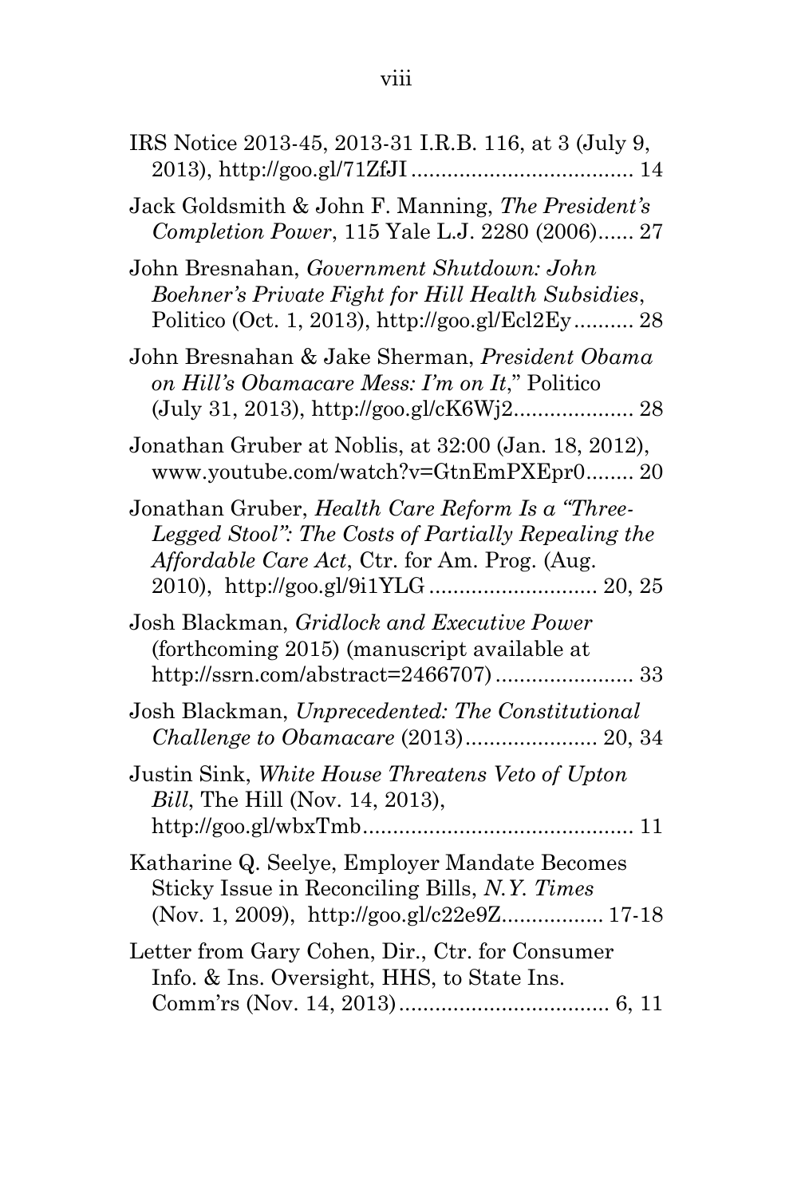IRS Notice 2013-45, 2013-31 I.R.B. 116, at 3 (July 9, 2013), http://goo.gl/71ZfJI..................................... 14

Jack Goldsmith & John F. Manning, *The President's Completion Power*, 115 Yale L.J. 2280 (2006)...... 27

John Bresnahan, *Government Shutdown: John Boehner's Private Fight for Hill Health Subsidies*, Politico (Oct. 1, 2013), http://goo.gl/Ecl2Ey.......... 28

John Bresnahan & Jake Sherman, *President Obama on Hill's Obamacare Mess: I'm on It*," Politico (July 31, 2013), http://goo.gl/cK6Wj2.................... 28

Jonathan Gruber at Noblis, at 32:00 (Jan. 18, 2012), www.youtube.com/watch?v=GtnEmPXEpr0........ 20

Jonathan Gruber, *Health Care Reform Is a "Three-Legged Stool": The Costs of Partially Repealing the Affordable Care Act*, Ctr. for Am. Prog. (Aug. 2010), http://goo.gl/9i1YLG............................ 20, 25

Josh Blackman, *Gridlock and Executive Power* (forthcoming 2015) (manuscript available at http://ssrn.com/abstract=2466707)....................... 33

Josh Blackman, *Unprecedented: The Constitutional Challenge to Obamacare* (2013)...................... 20, 34

Justin Sink, *White House Threatens Veto of Upton Bill*, The Hill (Nov. 14, 2013), http://goo.gl/wbxTmb............................................. 11

Katharine Q. Seelye, Employer Mandate Becomes Sticky Issue in Reconciling Bills, *N.Y. Times* (Nov. 1, 2009), http://goo.gl/c22e9Z................. 17-18

Letter from Gary Cohen, Dir., Ctr. for Consumer Info. & Ins. Oversight, HHS, to State Ins. Comm'rs (Nov. 14, 2013)................................... 6, 11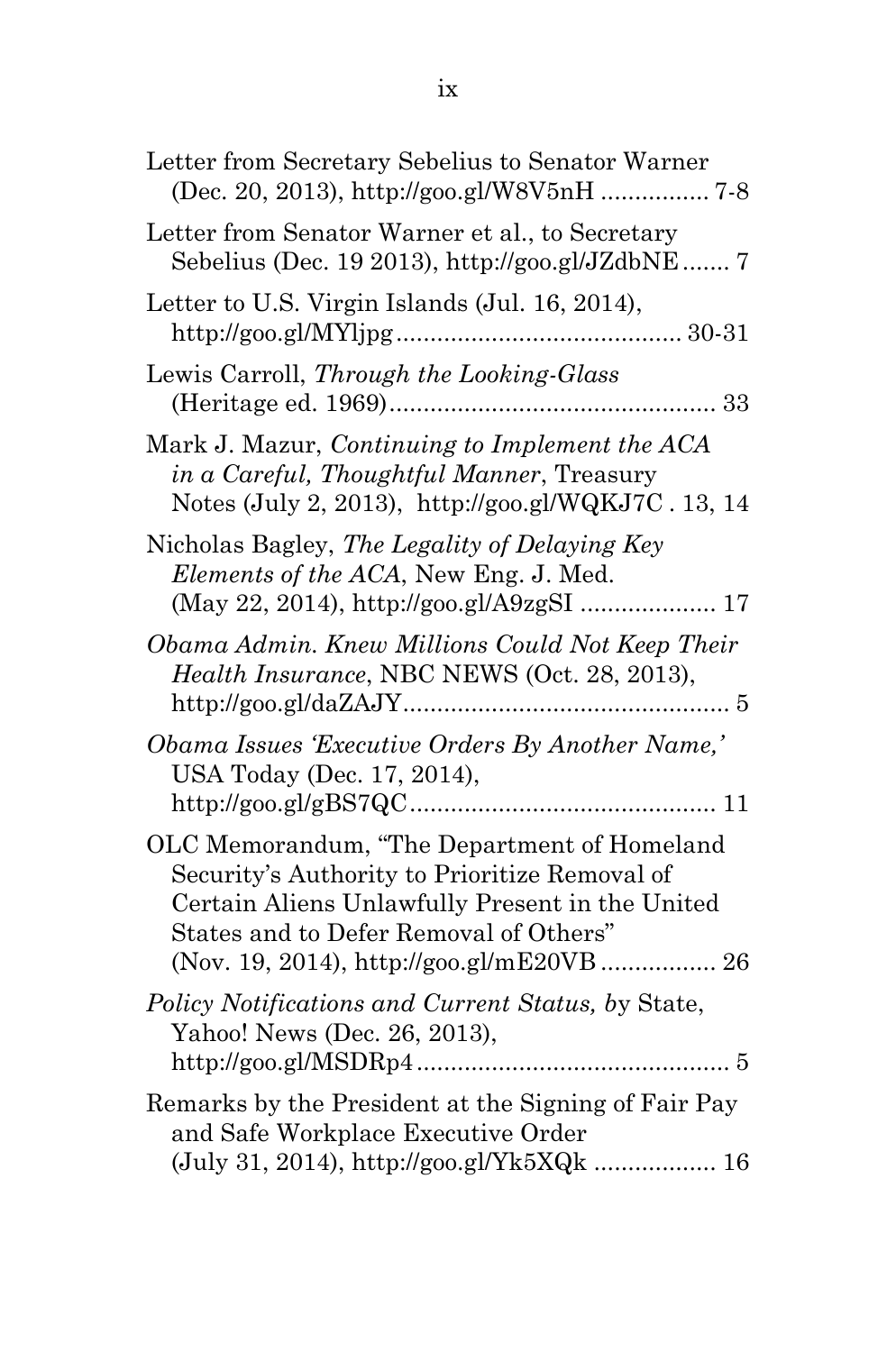Letter from Secretary Sebelius to Senator Warner (Dec. 20, 2013), http://goo.gl/W8V5nH ................ 7-8

Letter from Senator Warner et al., to Secretary Sebelius (Dec. 19 2013), http://goo.gl/JZdbNE ....... 7

Letter to U.S. Virgin Islands (Jul. 16, 2014), http://goo.gl/MYljpg ......................................... 30-31

Lewis Carroll, *Through the Looking-Glass* (Heritage ed. 1969) ................................................ 33

Mark J. Mazur, *Continuing to Implement the ACA in a Careful, Thoughtful Manner*, Treasury Notes (July 2, 2013), http://goo.gl/WQKJ7C . 13, 14

Nicholas Bagley, *The Legality of Delaying Key Elements of the ACA*, New Eng. J. Med. (May 22, 2014), http://goo.gl/A9zgSI .................... 17

*Obama Admin. Knew Millions Could Not Keep Their Health Insurance*, NBC NEWS (Oct. 28, 2013), http://goo.gl/daZAJY ................................................ 5

*Obama Issues 'Executive Orders By Another Name,'* USA Today (Dec. 17, 2014), http://goo.gl/gBS7QC ............................................. 11

OLC Memorandum, "The Department of Homeland Security's Authority to Prioritize Removal of Certain Aliens Unlawfully Present in the United States and to Defer Removal of Others" (Nov. 19, 2014), http://goo.gl/mE20VB ................. 26

*Policy Notifications and Current Status, b*y State, Yahoo! News (Dec. 26, 2013), http://goo.gl/MSDRp4 .............................................. 5

Remarks by the President at the Signing of Fair Pay and Safe Workplace Executive Order (July 31, 2014), http://goo.gl/Yk5XQk .................. 16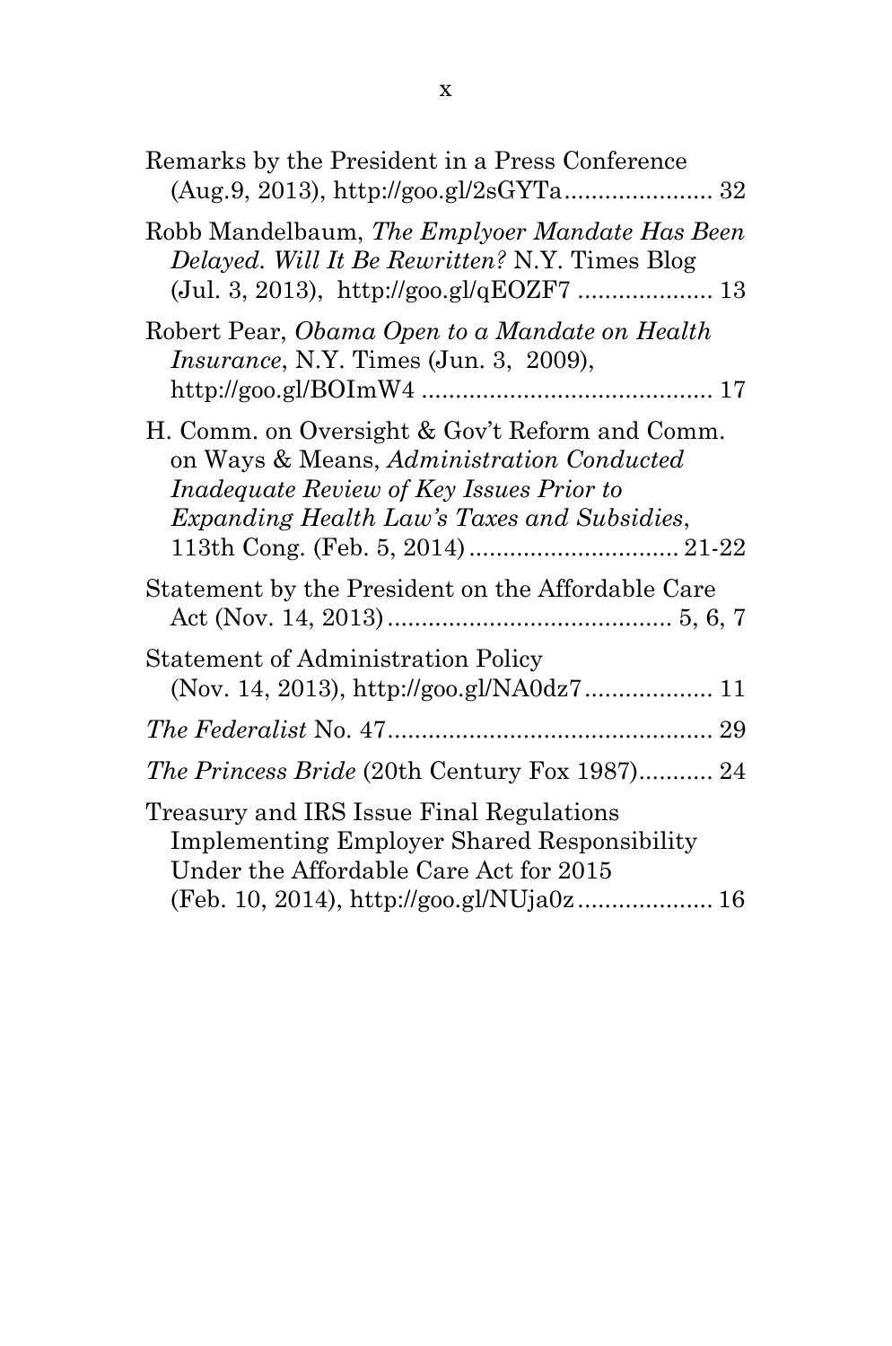Remarks by the President in a Press Conference (Aug.9, 2013), http://goo.gl/2sGYTa...................... 32

Robb Mandelbaum, *The Emplyoer Mandate Has Been Delayed. Will It Be Rewritten?* N.Y. Times Blog (Jul. 3, 2013), http://goo.gl/qEOZF7 .................... 13

Robert Pear, *Obama Open to a Mandate on Health Insurance*, N.Y. Times (Jun. 3, 2009), http://goo.gl/BOImW4 ........................................... 17

H. Comm. on Oversight & Gov't Reform and Comm. on Ways & Means, *Administration Conducted Inadequate Review of Key Issues Prior to Expanding Health Law's Taxes and Subsidies*, 113th Cong. (Feb. 5, 2014)............................... 21-22

Statement by the President on the Affordable Care Act (Nov. 14, 2013).......................................... 5, 6, 7

Statement of Administration Policy (Nov. 14, 2013), http://goo.gl/NA0dz7................... 11

*The Federalist* No. 47................................................ 29

*The Princess Bride* (20th Century Fox 1987)........... 24

Treasury and IRS Issue Final Regulations Implementing Employer Shared Responsibility Under the Affordable Care Act for 2015 (Feb. 10, 2014), http://goo.gl/NUja0z.................... 16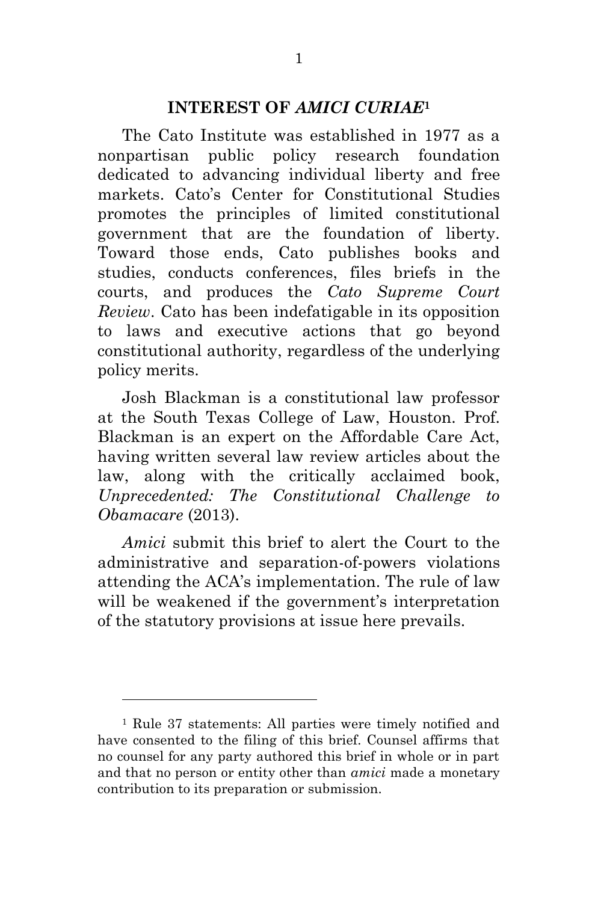## INTEREST OF *AMICI CURIAE*[1]

The Cato Institute was established in 1977 as a nonpartisan public policy research foundation dedicated to advancing individual liberty and free markets. Cato's Center for Constitutional Studies promotes the principles of limited constitutional government that are the foundation of liberty. Toward those ends, Cato publishes books and studies, conducts conferences, files briefs in the courts, and produces the *Cato Supreme Court Review*. Cato has been indefatigable in its opposition to laws and executive actions that go beyond constitutional authority, regardless of the underlying policy merits.

Josh Blackman is a constitutional law professor at the South Texas College of Law, Houston. Prof. Blackman is an expert on the Affordable Care Act, having written several law review articles about the law, along with the critically acclaimed book, *Unprecedented: The Constitutional Challenge to Obamacare* (2013).

*Amici* submit this brief to alert the Court to the administrative and separation-of-powers violations attending the ACA's implementation. The rule of law will be weakened if the government's interpretation of the statutory provisions at issue here prevails.

---

[1] Rule 37 statements: All parties were timely notified and have consented to the filing of this brief. Counsel affirms that no counsel for any party authored this brief in whole or in part and that no person or entity other than *amici* made a monetary contribution to its preparation or submission.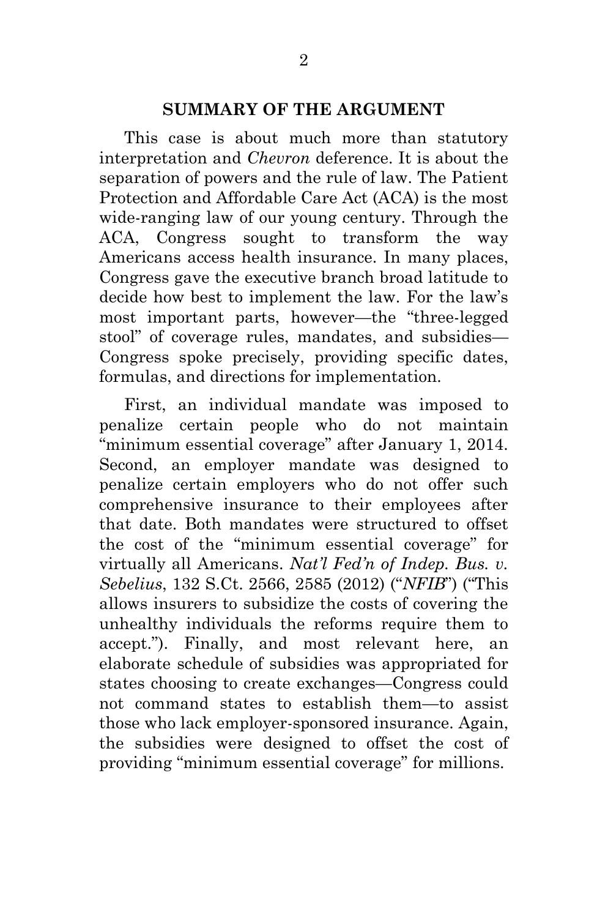## SUMMARY OF THE ARGUMENT

This case is about much more than statutory interpretation and *Chevron* deference. It is about the separation of powers and the rule of law. The Patient Protection and Affordable Care Act (ACA) is the most wide-ranging law of our young century. Through the ACA, Congress sought to transform the way Americans access health insurance. In many places, Congress gave the executive branch broad latitude to decide how best to implement the law. For the law's most important parts, however—the "three-legged stool" of coverage rules, mandates, and subsidies—Congress spoke precisely, providing specific dates, formulas, and directions for implementation.

First, an individual mandate was imposed to penalize certain people who do not maintain "minimum essential coverage" after January 1, 2014. Second, an employer mandate was designed to penalize certain employers who do not offer such comprehensive insurance to their employees after that date. Both mandates were structured to offset the cost of the "minimum essential coverage" for virtually all Americans. *Nat'l Fed'n of Indep. Bus. v. Sebelius*, 132 S.Ct. 2566, 2585 (2012) ("*NFIB*") ("This allows insurers to subsidize the costs of covering the unhealthy individuals the reforms require them to accept."). Finally, and most relevant here, an elaborate schedule of subsidies was appropriated for states choosing to create exchanges—Congress could not command states to establish them—to assist those who lack employer-sponsored insurance. Again, the subsidies were designed to offset the cost of providing "minimum essential coverage" for millions.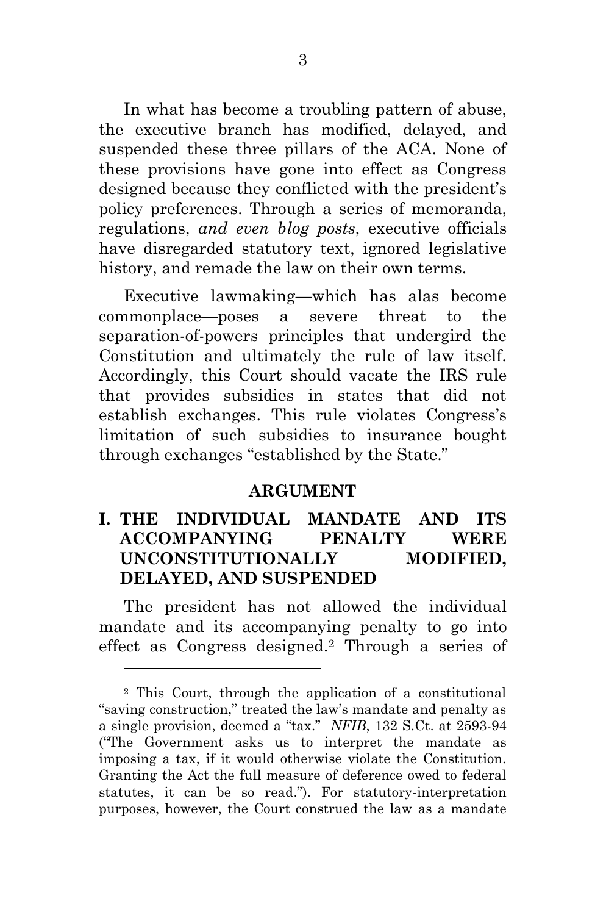In what has become a troubling pattern of abuse, the executive branch has modified, delayed, and suspended these three pillars of the ACA. None of these provisions have gone into effect as Congress designed because they conflicted with the president's policy preferences. Through a series of memoranda, regulations, *and even blog posts*, executive officials have disregarded statutory text, ignored legislative history, and remade the law on their own terms.

Executive lawmaking—which has alas become commonplace—poses a severe threat to the separation-of-powers principles that undergird the Constitution and ultimately the rule of law itself. Accordingly, this Court should vacate the IRS rule that provides subsidies in states that did not establish exchanges. This rule violates Congress's limitation of such subsidies to insurance bought through exchanges "established by the State."

## ARGUMENT

### I. THE INDIVIDUAL MANDATE AND ITS ACCOMPANYING PENALTY WERE UNCONSTITUTIONALLY MODIFIED, DELAYED, AND SUSPENDED

The president has not allowed the individual mandate and its accompanying penalty to go into effect as Congress designed.[2] Through a series of

---

[2] This Court, through the application of a constitutional "saving construction," treated the law's mandate and penalty as a single provision, deemed a "tax." *NFIB*, 132 S.Ct. at 2593-94 ("The Government asks us to interpret the mandate as imposing a tax, if it would otherwise violate the Constitution. Granting the Act the full measure of deference owed to federal statutes, it can be so read."). For statutory-interpretation purposes, however, the Court construed the law as a mandate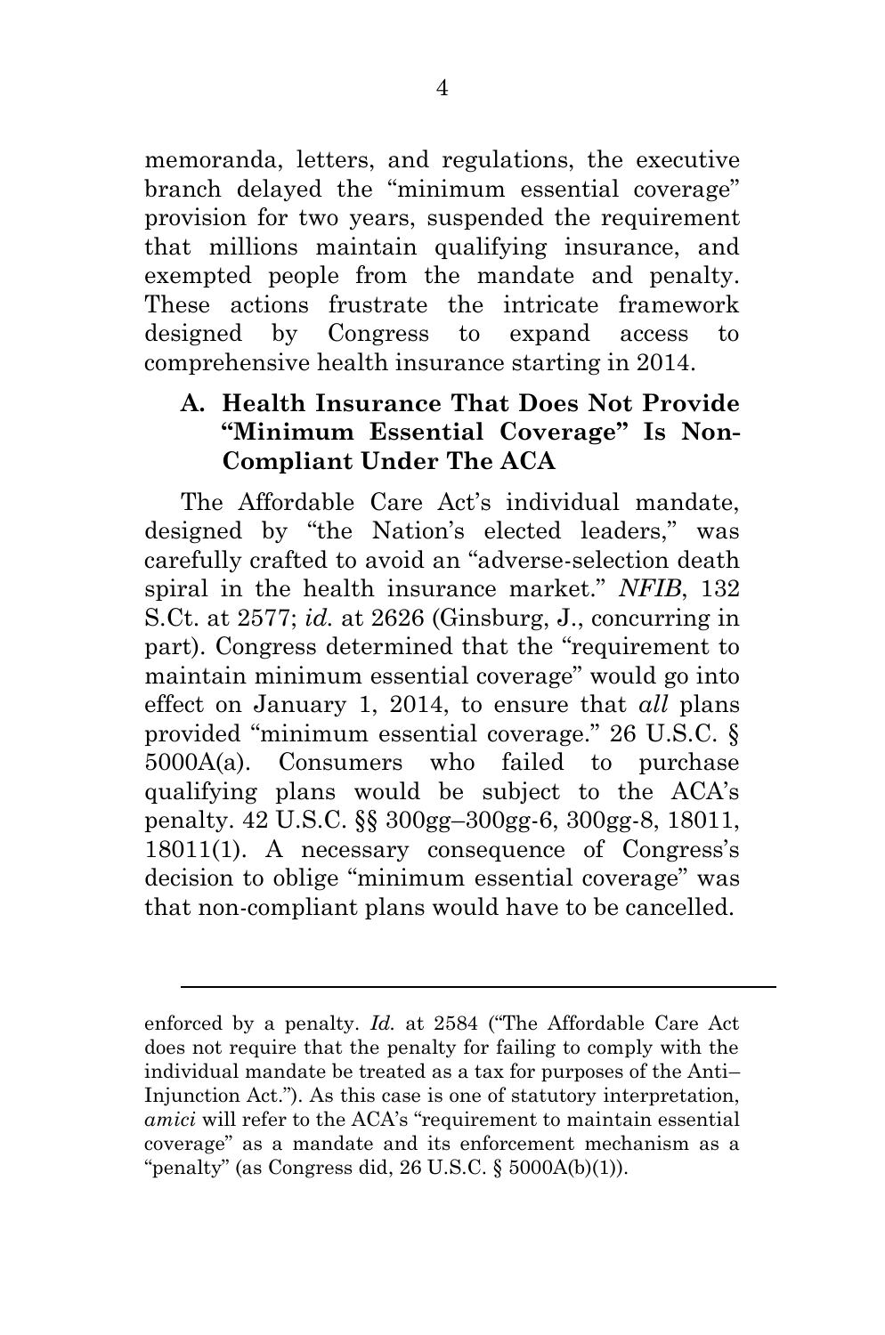memoranda, letters, and regulations, the executive branch delayed the "minimum essential coverage" provision for two years, suspended the requirement that millions maintain qualifying insurance, and exempted people from the mandate and penalty. These actions frustrate the intricate framework designed by Congress to expand access to comprehensive health insurance starting in 2014.

### A. Health Insurance That Does Not Provide "Minimum Essential Coverage" Is Non-Compliant Under The ACA

The Affordable Care Act's individual mandate, designed by "the Nation's elected leaders," was carefully crafted to avoid an "adverse-selection death spiral in the health insurance market." *NFIB*, 132 S.Ct. at 2577; *id.* at 2626 (Ginsburg, J., concurring in part). Congress determined that the "requirement to maintain minimum essential coverage" would go into effect on January 1, 2014, to ensure that *all* plans provided "minimum essential coverage." 26 U.S.C. § 5000A(a). Consumers who failed to purchase qualifying plans would be subject to the ACA's penalty. 42 U.S.C. §§ 300gg–300gg-6, 300gg-8, 18011, 18011(1). A necessary consequence of Congress's decision to oblige "minimum essential coverage" was that non-compliant plans would have to be cancelled.

---

enforced by a penalty. *Id.* at 2584 ("The Affordable Care Act does not require that the penalty for failing to comply with the individual mandate be treated as a tax for purposes of the Anti–Injunction Act."). As this case is one of statutory interpretation, *amici* will refer to the ACA's "requirement to maintain essential coverage" as a mandate and its enforcement mechanism as a "penalty" (as Congress did, 26 U.S.C. § 5000A(b)(1)).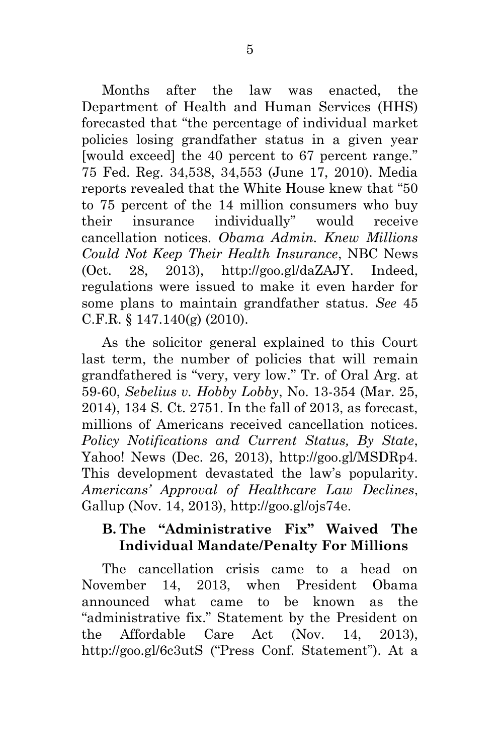Months after the law was enacted, the Department of Health and Human Services (HHS) forecasted that "the percentage of individual market policies losing grandfather status in a given year [would exceed] the 40 percent to 67 percent range." 75 Fed. Reg. 34,538, 34,553 (June 17, 2010). Media reports revealed that the White House knew that "50 to 75 percent of the 14 million consumers who buy their insurance individually" would receive cancellation notices. *Obama Admin. Knew Millions Could Not Keep Their Health Insurance*, NBC News (Oct. 28, 2013), http://goo.gl/daZAJY. Indeed, regulations were issued to make it even harder for some plans to maintain grandfather status. *See* 45 C.F.R. § 147.140(g) (2010).

As the solicitor general explained to this Court last term, the number of policies that will remain grandfathered is "very, very low." Tr. of Oral Arg. at 59-60, *Sebelius v. Hobby Lobby*, No. 13-354 (Mar. 25, 2014), 134 S. Ct. 2751. In the fall of 2013, as forecast, millions of Americans received cancellation notices. *Policy Notifications and Current Status, By State*, Yahoo! News (Dec. 26, 2013), http://goo.gl/MSDRp4. This development devastated the law's popularity. *Americans' Approval of Healthcare Law Declines*, Gallup (Nov. 14, 2013), http://goo.gl/ojs74e.

### B. The "Administrative Fix" Waived The Individual Mandate/Penalty For Millions

The cancellation crisis came to a head on November 14, 2013, when President Obama announced what came to be known as the "administrative fix." Statement by the President on the Affordable Care Act (Nov. 14, 2013), http://goo.gl/6c3utS ("Press Conf. Statement"). At a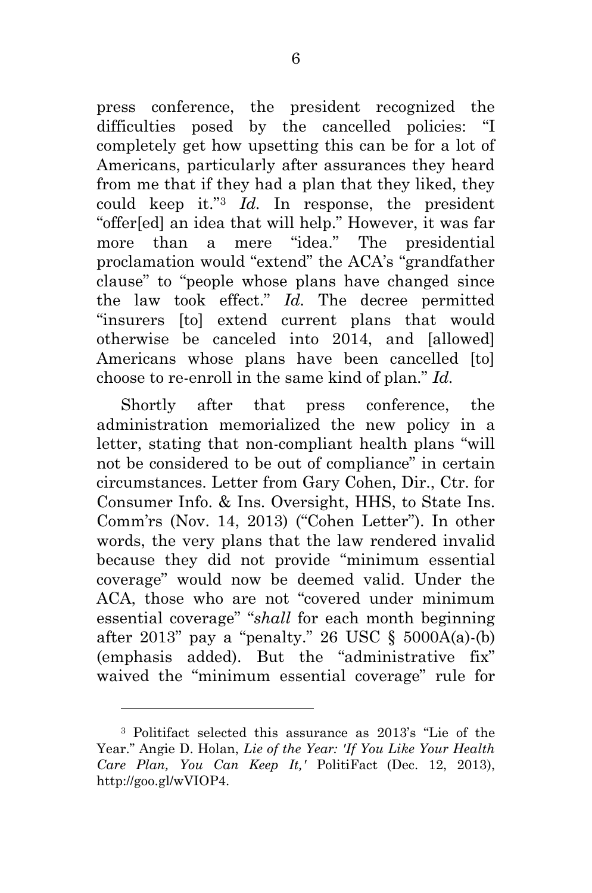press conference, the president recognized the difficulties posed by the cancelled policies: "I completely get how upsetting this can be for a lot of Americans, particularly after assurances they heard from me that if they had a plan that they liked, they could keep it."[3] *Id.* In response, the president "offer[ed] an idea that will help." However, it was far more than a mere "idea." The presidential proclamation would "extend" the ACA's "grandfather clause" to "people whose plans have changed since the law took effect." *Id.* The decree permitted "insurers [to] extend current plans that would otherwise be canceled into 2014, and [allowed] Americans whose plans have been cancelled [to] choose to re-enroll in the same kind of plan." *Id.*

Shortly after that press conference, the administration memorialized the new policy in a letter, stating that non-compliant health plans "will not be considered to be out of compliance" in certain circumstances. Letter from Gary Cohen, Dir., Ctr. for Consumer Info. & Ins. Oversight, HHS, to State Ins. Comm'rs (Nov. 14, 2013) ("Cohen Letter"). In other words, the very plans that the law rendered invalid because they did not provide "minimum essential coverage" would now be deemed valid. Under the ACA, those who are not "covered under minimum essential coverage" "*shall* for each month beginning after 2013" pay a "penalty." 26 USC § 5000A(a)-(b) (emphasis added). But the "administrative fix" waived the "minimum essential coverage" rule for

---

[3] Politifact selected this assurance as 2013's "Lie of the Year." Angie D. Holan, *Lie of the Year: 'If You Like Your Health Care Plan, You Can Keep It,'* PolitiFact (Dec. 12, 2013), http://goo.gl/wVIOP4.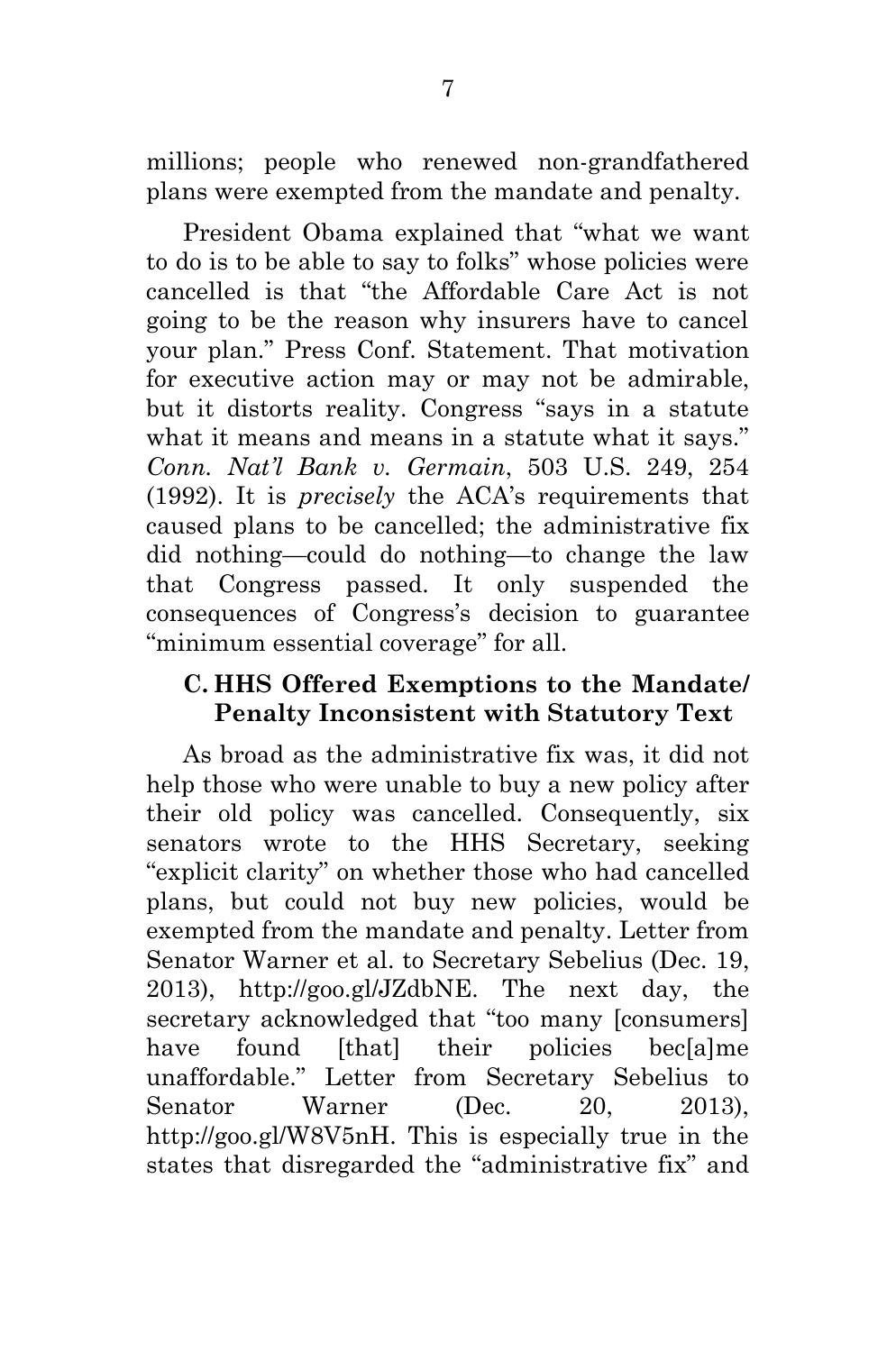millions; people who renewed non-grandfathered plans were exempted from the mandate and penalty.

President Obama explained that "what we want to do is to be able to say to folks" whose policies were cancelled is that "the Affordable Care Act is not going to be the reason why insurers have to cancel your plan." Press Conf. Statement. That motivation for executive action may or may not be admirable, but it distorts reality. Congress "says in a statute what it means and means in a statute what it says." *Conn. Nat'l Bank v. Germain*, 503 U.S. 249, 254 (1992). It is *precisely* the ACA's requirements that caused plans to be cancelled; the administrative fix did nothing—could do nothing—to change the law that Congress passed. It only suspended the consequences of Congress's decision to guarantee "minimum essential coverage" for all.

### C. HHS Offered Exemptions to the Mandate/ Penalty Inconsistent with Statutory Text

As broad as the administrative fix was, it did not help those who were unable to buy a new policy after their old policy was cancelled. Consequently, six senators wrote to the HHS Secretary, seeking "explicit clarity" on whether those who had cancelled plans, but could not buy new policies, would be exempted from the mandate and penalty. Letter from Senator Warner et al. to Secretary Sebelius (Dec. 19, 2013), http://goo.gl/JZdbNE. The next day, the secretary acknowledged that "too many [consumers] have found [that] their policies bec[a]me unaffordable." Letter from Secretary Sebelius to Senator Warner (Dec. 20, 2013), http://goo.gl/W8V5nH. This is especially true in the states that disregarded the "administrative fix" and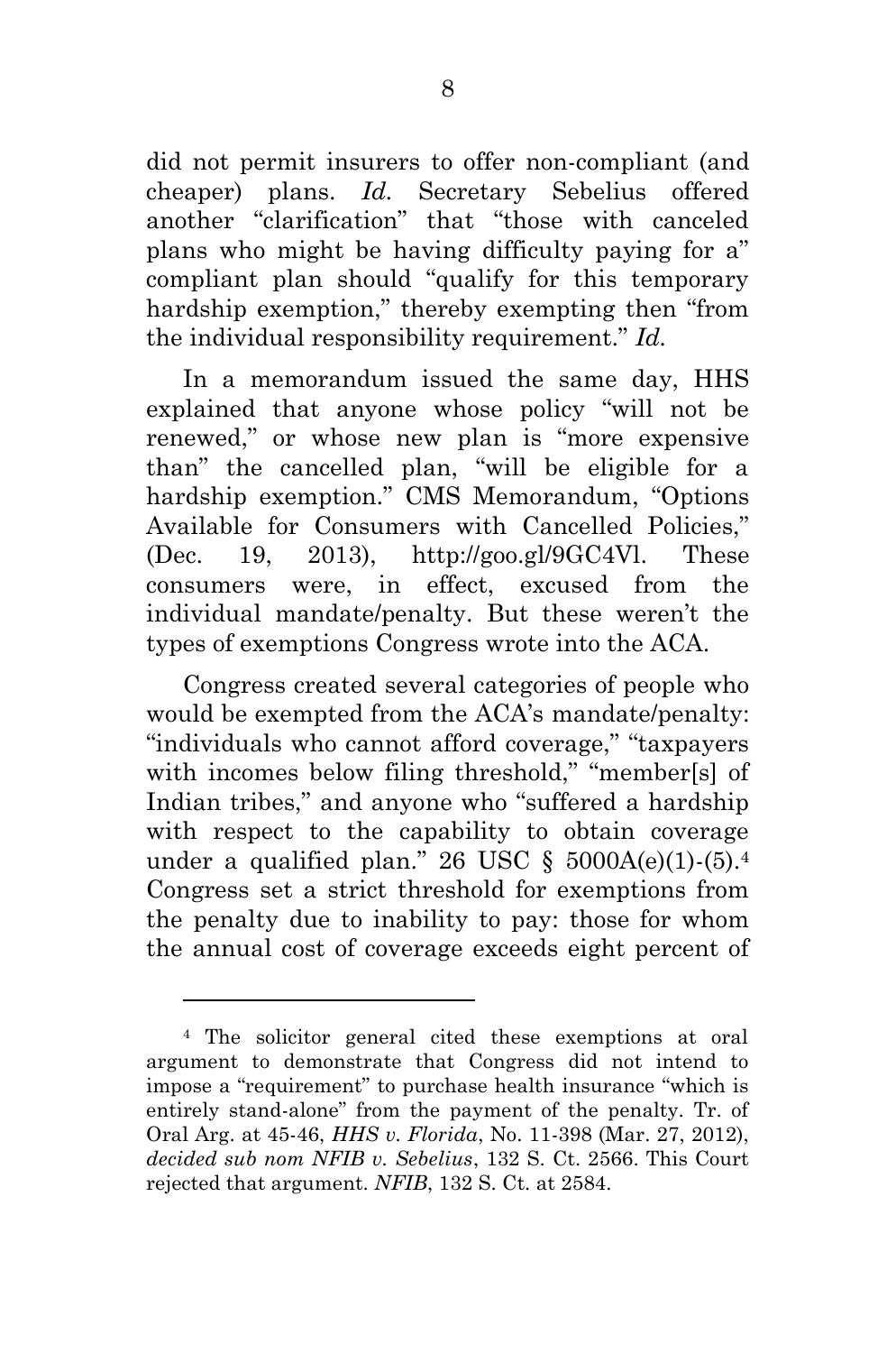did not permit insurers to offer non-compliant (and cheaper) plans. *Id.* Secretary Sebelius offered another "clarification" that "those with canceled plans who might be having difficulty paying for a" compliant plan should "qualify for this temporary hardship exemption," thereby exempting then "from the individual responsibility requirement." *Id.*

In a memorandum issued the same day, HHS explained that anyone whose policy "will not be renewed," or whose new plan is "more expensive than" the cancelled plan, "will be eligible for a hardship exemption." CMS Memorandum, "Options Available for Consumers with Cancelled Policies," (Dec. 19, 2013), http://goo.gl/9GC4Vl. These consumers were, in effect, excused from the individual mandate/penalty. But these weren't the types of exemptions Congress wrote into the ACA.

Congress created several categories of people who would be exempted from the ACA's mandate/penalty: "individuals who cannot afford coverage," "taxpayers with incomes below filing threshold," "member[s] of Indian tribes," and anyone who "suffered a hardship with respect to the capability to obtain coverage under a qualified plan." 26 USC § 5000A(e)(1)-(5).[4] Congress set a strict threshold for exemptions from the penalty due to inability to pay: those for whom the annual cost of coverage exceeds eight percent of

---

[4] The solicitor general cited these exemptions at oral argument to demonstrate that Congress did not intend to impose a "requirement" to purchase health insurance "which is entirely stand-alone" from the payment of the penalty. Tr. of Oral Arg. at 45-46, *HHS v. Florida*, No. 11-398 (Mar. 27, 2012), *decided sub nom NFIB v. Sebelius*, 132 S. Ct. 2566. This Court rejected that argument. *NFIB*, 132 S. Ct. at 2584.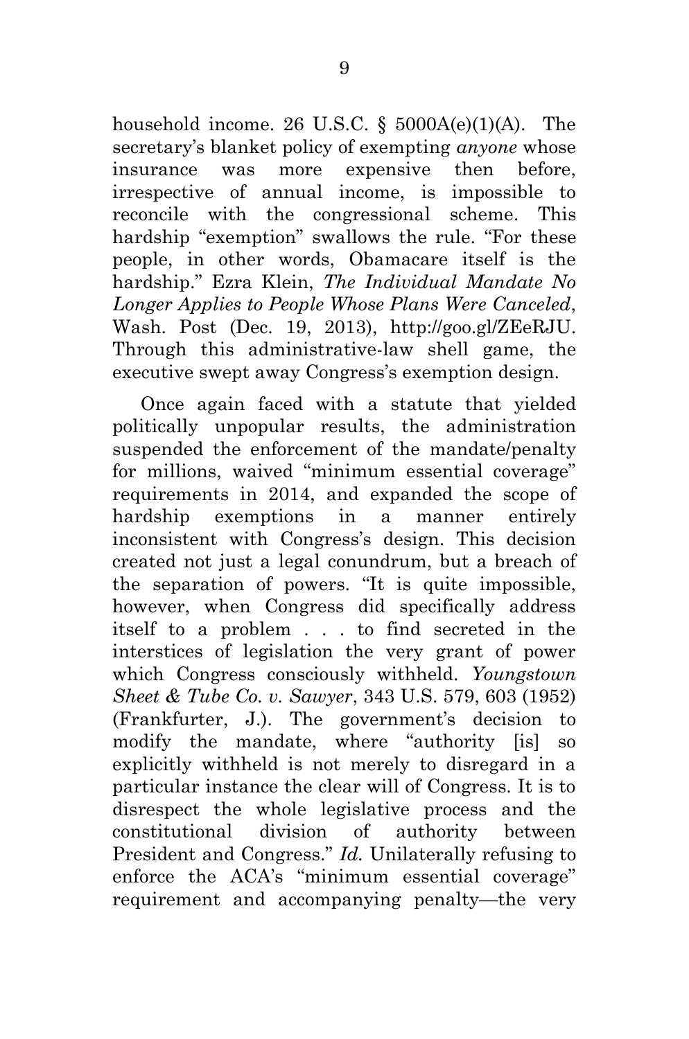household income. 26 U.S.C. § 5000A(e)(1)(A). The secretary's blanket policy of exempting *anyone* whose insurance was more expensive then before, irrespective of annual income, is impossible to reconcile with the congressional scheme. This hardship "exemption" swallows the rule. "For these people, in other words, Obamacare itself is the hardship." Ezra Klein, *The Individual Mandate No Longer Applies to People Whose Plans Were Canceled*, Wash. Post (Dec. 19, 2013), http://goo.gl/ZEeRJU. Through this administrative-law shell game, the executive swept away Congress's exemption design.

Once again faced with a statute that yielded politically unpopular results, the administration suspended the enforcement of the mandate/penalty for millions, waived "minimum essential coverage" requirements in 2014, and expanded the scope of hardship exemptions in a manner entirely inconsistent with Congress's design. This decision created not just a legal conundrum, but a breach of the separation of powers. "It is quite impossible, however, when Congress did specifically address itself to a problem . . . to find secreted in the interstices of legislation the very grant of power which Congress consciously withheld. *Youngstown Sheet & Tube Co. v. Sawyer*, 343 U.S. 579, 603 (1952) (Frankfurter, J.). The government's decision to modify the mandate, where "authority [is] so explicitly withheld is not merely to disregard in a particular instance the clear will of Congress. It is to disrespect the whole legislative process and the constitutional division of authority between President and Congress." *Id.* Unilaterally refusing to enforce the ACA's "minimum essential coverage" requirement and accompanying penalty—the very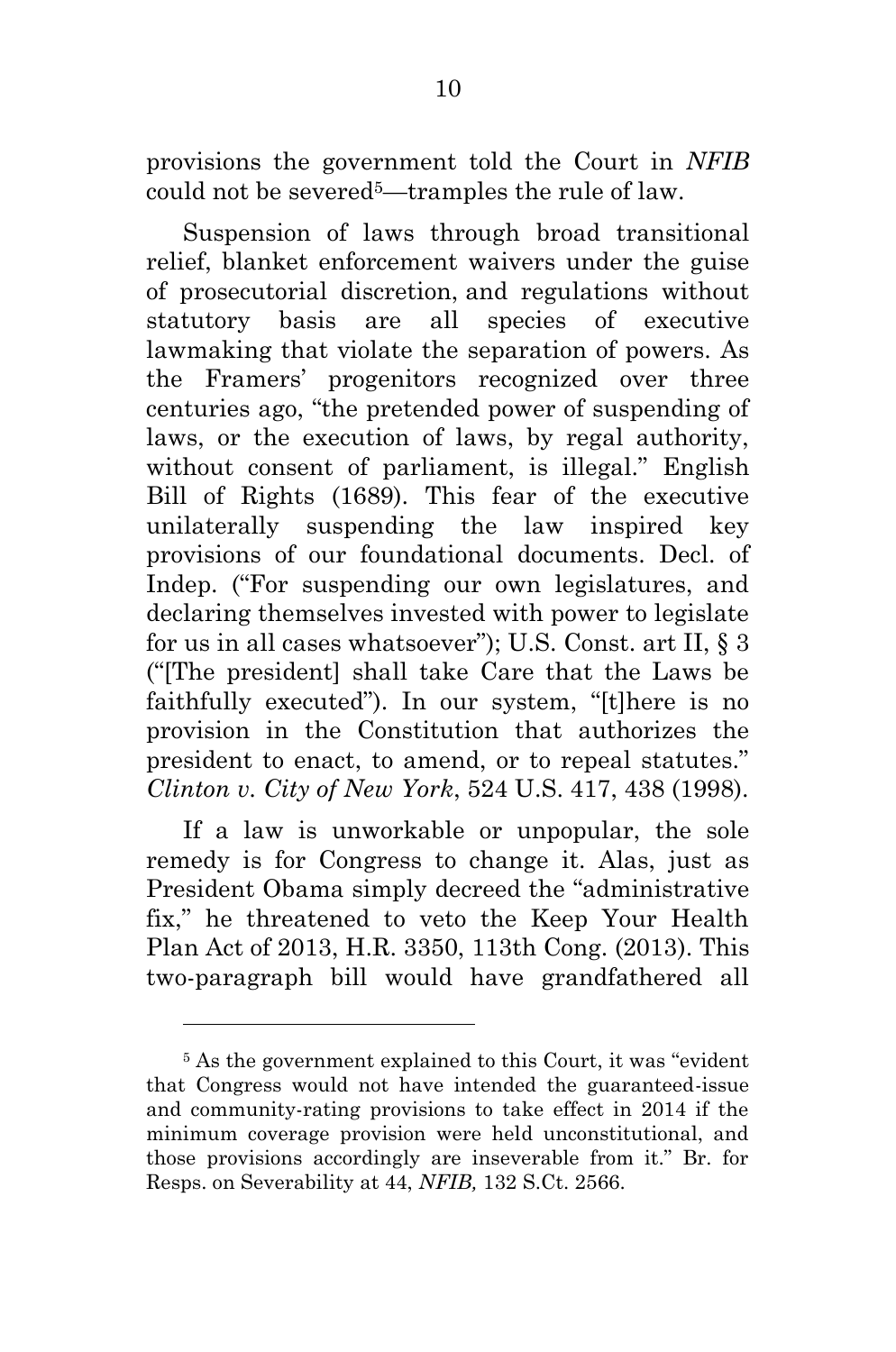provisions the government told the Court in *NFIB* could not be severed[5]—tramples the rule of law.

Suspension of laws through broad transitional relief, blanket enforcement waivers under the guise of prosecutorial discretion, and regulations without statutory basis are all species of executive lawmaking that violate the separation of powers. As the Framers' progenitors recognized over three centuries ago, "the pretended power of suspending of laws, or the execution of laws, by regal authority, without consent of parliament, is illegal." English Bill of Rights (1689). This fear of the executive unilaterally suspending the law inspired key provisions of our foundational documents. Decl. of Indep. ("For suspending our own legislatures, and declaring themselves invested with power to legislate for us in all cases whatsoever"); U.S. Const. art II, § 3 ("[The president] shall take Care that the Laws be faithfully executed"). In our system, "[t]here is no provision in the Constitution that authorizes the president to enact, to amend, or to repeal statutes." *Clinton v. City of New York*, 524 U.S. 417, 438 (1998).

If a law is unworkable or unpopular, the sole remedy is for Congress to change it. Alas, just as President Obama simply decreed the "administrative fix," he threatened to veto the Keep Your Health Plan Act of 2013, H.R. 3350, 113th Cong. (2013). This two-paragraph bill would have grandfathered all

---

[5] As the government explained to this Court, it was "evident that Congress would not have intended the guaranteed-issue and community-rating provisions to take effect in 2014 if the minimum coverage provision were held unconstitutional, and those provisions accordingly are inseverable from it." Br. for Resps. on Severability at 44, *NFIB,* 132 S.Ct. 2566.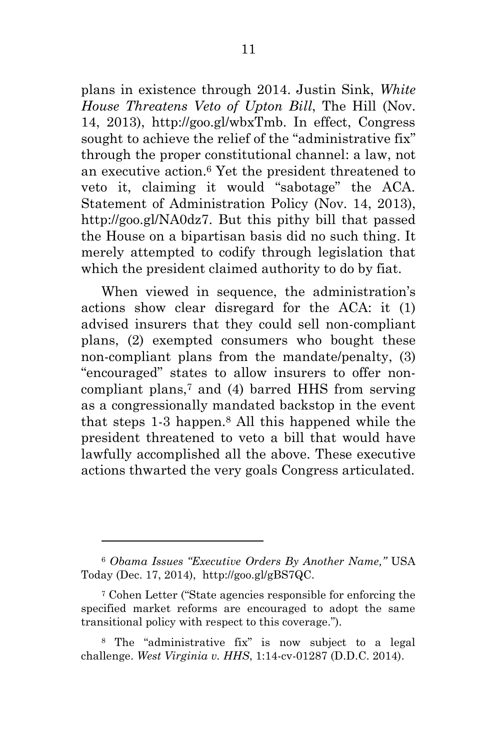plans in existence through 2014. Justin Sink, *White House Threatens Veto of Upton Bill*, The Hill (Nov. 14, 2013), http://goo.gl/wbxTmb. In effect, Congress sought to achieve the relief of the "administrative fix" through the proper constitutional channel: a law, not an executive action.[6] Yet the president threatened to veto it, claiming it would "sabotage" the ACA. Statement of Administration Policy (Nov. 14, 2013), http://goo.gl/NA0dz7. But this pithy bill that passed the House on a bipartisan basis did no such thing. It merely attempted to codify through legislation that which the president claimed authority to do by fiat.

When viewed in sequence, the administration's actions show clear disregard for the ACA: it (1) advised insurers that they could sell non-compliant plans, (2) exempted consumers who bought these non-compliant plans from the mandate/penalty, (3) "encouraged" states to allow insurers to offer non-compliant plans,[7] and (4) barred HHS from serving as a congressionally mandated backstop in the event that steps 1-3 happen.[8] All this happened while the president threatened to veto a bill that would have lawfully accomplished all the above. These executive actions thwarted the very goals Congress articulated.

---

[6] *Obama Issues "Executive Orders By Another Name,"* USA Today (Dec. 17, 2014), http://goo.gl/gBS7QC.

[7] Cohen Letter ("State agencies responsible for enforcing the specified market reforms are encouraged to adopt the same transitional policy with respect to this coverage.").

[8] The "administrative fix" is now subject to a legal challenge. *West Virginia v. HHS*, 1:14-cv-01287 (D.D.C. 2014).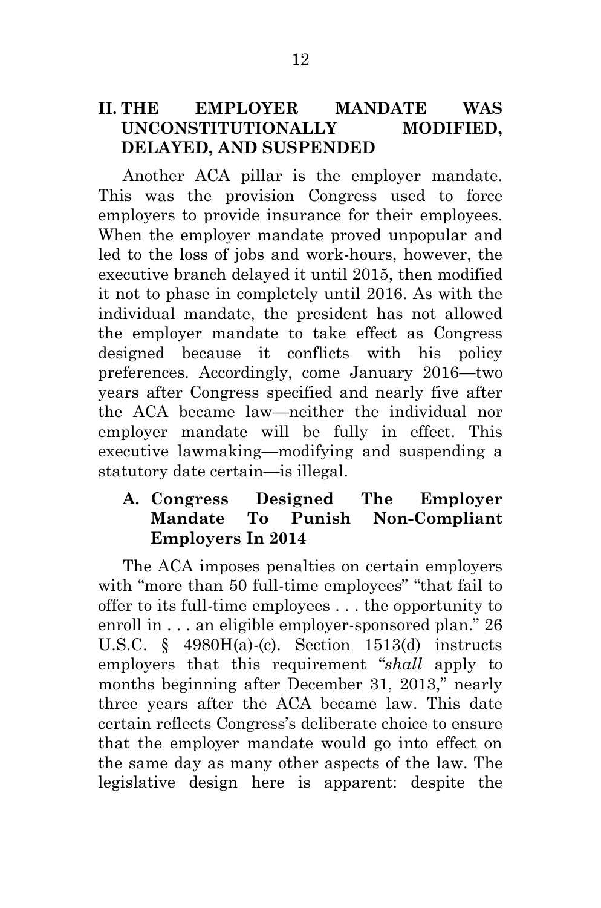## II. THE EMPLOYER MANDATE WAS UNCONSTITUTIONALLY MODIFIED, DELAYED, AND SUSPENDED

Another ACA pillar is the employer mandate. This was the provision Congress used to force employers to provide insurance for their employees. When the employer mandate proved unpopular and led to the loss of jobs and work-hours, however, the executive branch delayed it until 2015, then modified it not to phase in completely until 2016. As with the individual mandate, the president has not allowed the employer mandate to take effect as Congress designed because it conflicts with his policy preferences. Accordingly, come January 2016—two years after Congress specified and nearly five after the ACA became law—neither the individual nor employer mandate will be fully in effect. This executive lawmaking—modifying and suspending a statutory date certain—is illegal.

### A. Congress Designed The Employer Mandate To Punish Non-Compliant Employers In 2014

The ACA imposes penalties on certain employers with "more than 50 full-time employees" "that fail to offer to its full-time employees . . . the opportunity to enroll in . . . an eligible employer-sponsored plan." 26 U.S.C. § 4980H(a)-(c). Section 1513(d) instructs employers that this requirement "*shall* apply to months beginning after December 31, 2013," nearly three years after the ACA became law. This date certain reflects Congress's deliberate choice to ensure that the employer mandate would go into effect on the same day as many other aspects of the law. The legislative design here is apparent: despite the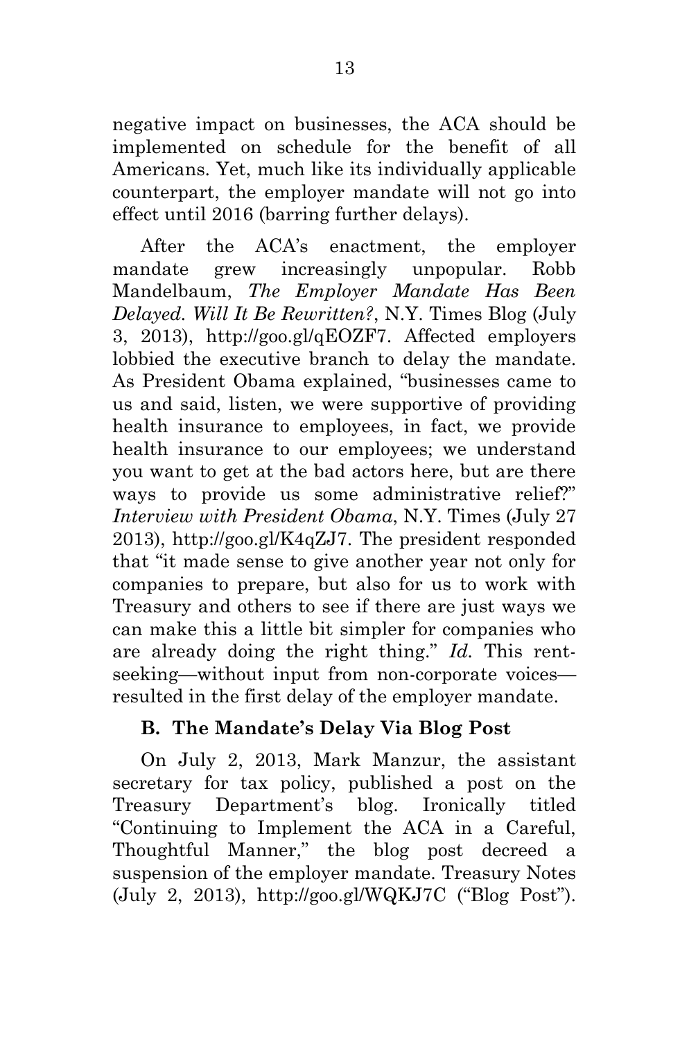negative impact on businesses, the ACA should be implemented on schedule for the benefit of all Americans. Yet, much like its individually applicable counterpart, the employer mandate will not go into effect until 2016 (barring further delays).

After the ACA's enactment, the employer mandate grew increasingly unpopular. Robb Mandelbaum, *The Employer Mandate Has Been Delayed. Will It Be Rewritten?*, N.Y. Times Blog (July 3, 2013), http://goo.gl/qEOZF7. Affected employers lobbied the executive branch to delay the mandate. As President Obama explained, "businesses came to us and said, listen, we were supportive of providing health insurance to employees, in fact, we provide health insurance to our employees; we understand you want to get at the bad actors here, but are there ways to provide us some administrative relief?" *Interview with President Obama*, N.Y. Times (July 27 2013), http://goo.gl/K4qZJ7. The president responded that "it made sense to give another year not only for companies to prepare, but also for us to work with Treasury and others to see if there are just ways we can make this a little bit simpler for companies who are already doing the right thing." *Id.* This rent-seeking—without input from non-corporate voices—resulted in the first delay of the employer mandate.

### B. The Mandate's Delay Via Blog Post

On July 2, 2013, Mark Manzur, the assistant secretary for tax policy, published a post on the Treasury Department's blog. Ironically titled "Continuing to Implement the ACA in a Careful, Thoughtful Manner," the blog post decreed a suspension of the employer mandate. Treasury Notes (July 2, 2013), http://goo.gl/WQKJ7C ("Blog Post").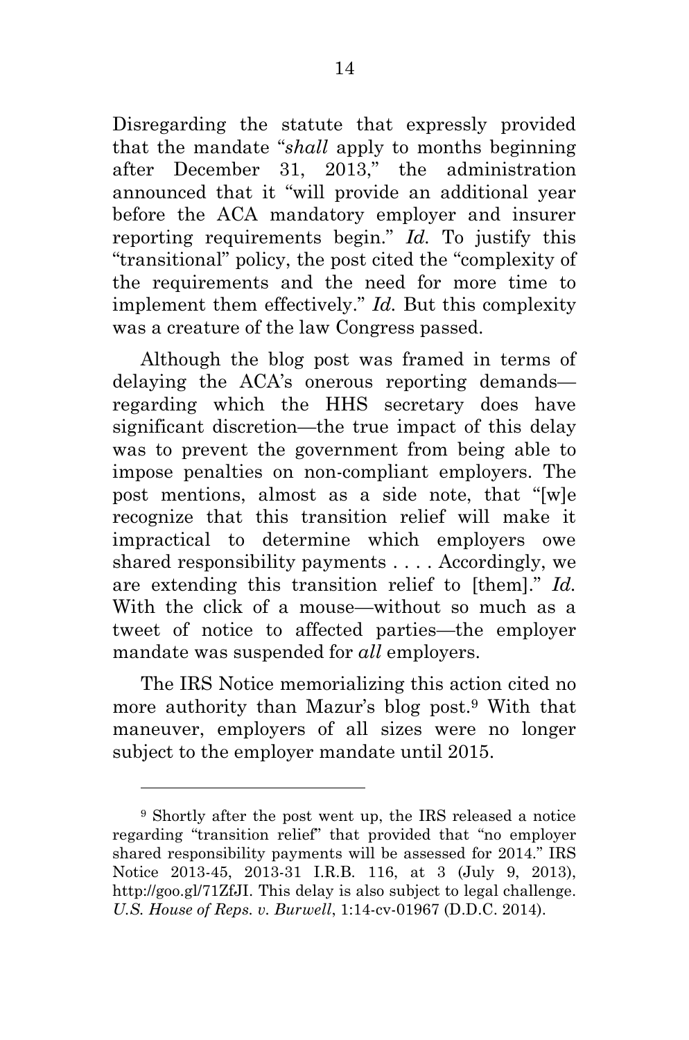Disregarding the statute that expressly provided that the mandate "*shall* apply to months beginning after December 31, 2013," the administration announced that it "will provide an additional year before the ACA mandatory employer and insurer reporting requirements begin." *Id.* To justify this "transitional" policy, the post cited the "complexity of the requirements and the need for more time to implement them effectively." *Id.* But this complexity was a creature of the law Congress passed.

Although the blog post was framed in terms of delaying the ACA's onerous reporting demands—regarding which the HHS secretary does have significant discretion—the true impact of this delay was to prevent the government from being able to impose penalties on non-compliant employers. The post mentions, almost as a side note, that "[w]e recognize that this transition relief will make it impractical to determine which employers owe shared responsibility payments . . . . Accordingly, we are extending this transition relief to [them]." *Id.* With the click of a mouse—without so much as a tweet of notice to affected parties—the employer mandate was suspended for *all* employers.

The IRS Notice memorializing this action cited no more authority than Mazur's blog post.[9] With that maneuver, employers of all sizes were no longer subject to the employer mandate until 2015.

---

[9] Shortly after the post went up, the IRS released a notice regarding "transition relief" that provided that "no employer shared responsibility payments will be assessed for 2014." IRS Notice 2013-45, 2013-31 I.R.B. 116, at 3 (July 9, 2013), http://goo.gl/71ZfJI. This delay is also subject to legal challenge. *U.S. House of Reps. v. Burwell*, 1:14-cv-01967 (D.D.C. 2014).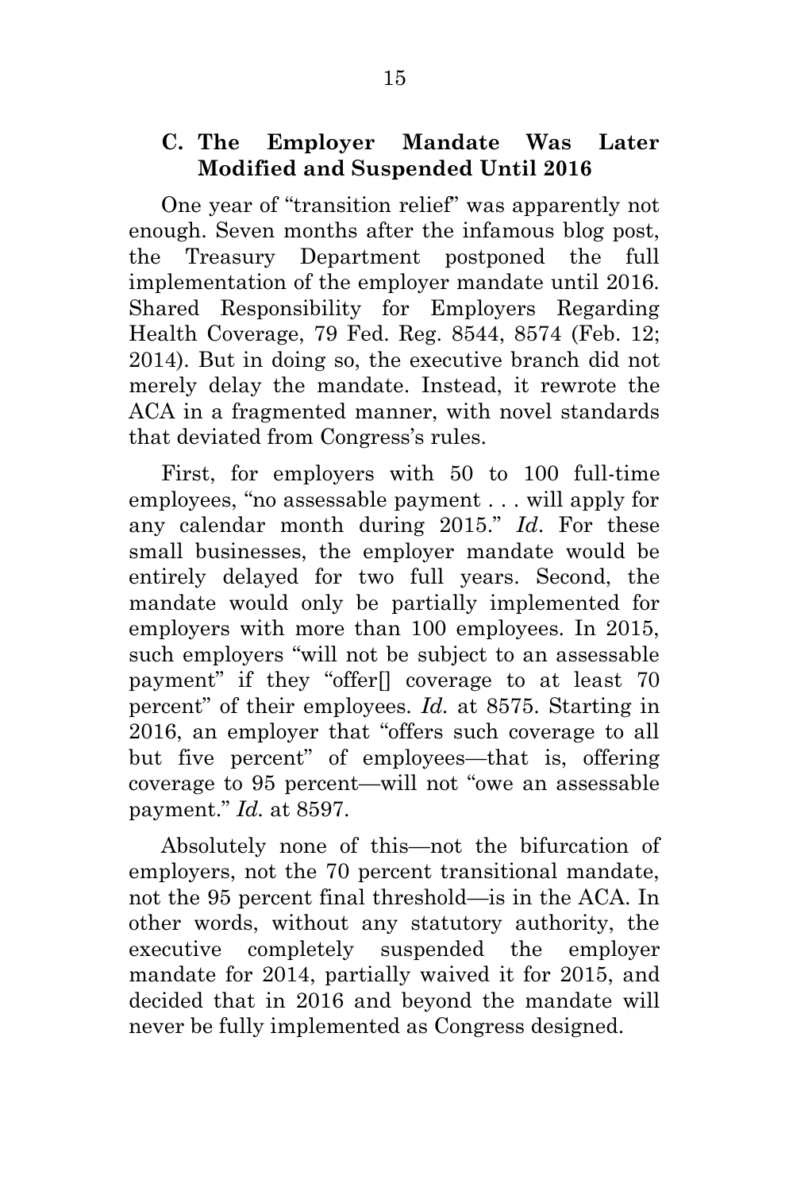### C. The Employer Mandate Was Later Modified and Suspended Until 2016

One year of "transition relief" was apparently not enough. Seven months after the infamous blog post, the Treasury Department postponed the full implementation of the employer mandate until 2016. Shared Responsibility for Employers Regarding Health Coverage, 79 Fed. Reg. 8544, 8574 (Feb. 12; 2014). But in doing so, the executive branch did not merely delay the mandate. Instead, it rewrote the ACA in a fragmented manner, with novel standards that deviated from Congress's rules.

First, for employers with 50 to 100 full-time employees, "no assessable payment . . . will apply for any calendar month during 2015." *Id.* For these small businesses, the employer mandate would be entirely delayed for two full years. Second, the mandate would only be partially implemented for employers with more than 100 employees. In 2015, such employers "will not be subject to an assessable payment" if they "offer[] coverage to at least 70 percent" of their employees. *Id.* at 8575. Starting in 2016, an employer that "offers such coverage to all but five percent" of employees—that is, offering coverage to 95 percent—will not "owe an assessable payment." *Id.* at 8597.

Absolutely none of this—not the bifurcation of employers, not the 70 percent transitional mandate, not the 95 percent final threshold—is in the ACA. In other words, without any statutory authority, the executive completely suspended the employer mandate for 2014, partially waived it for 2015, and decided that in 2016 and beyond the mandate will never be fully implemented as Congress designed.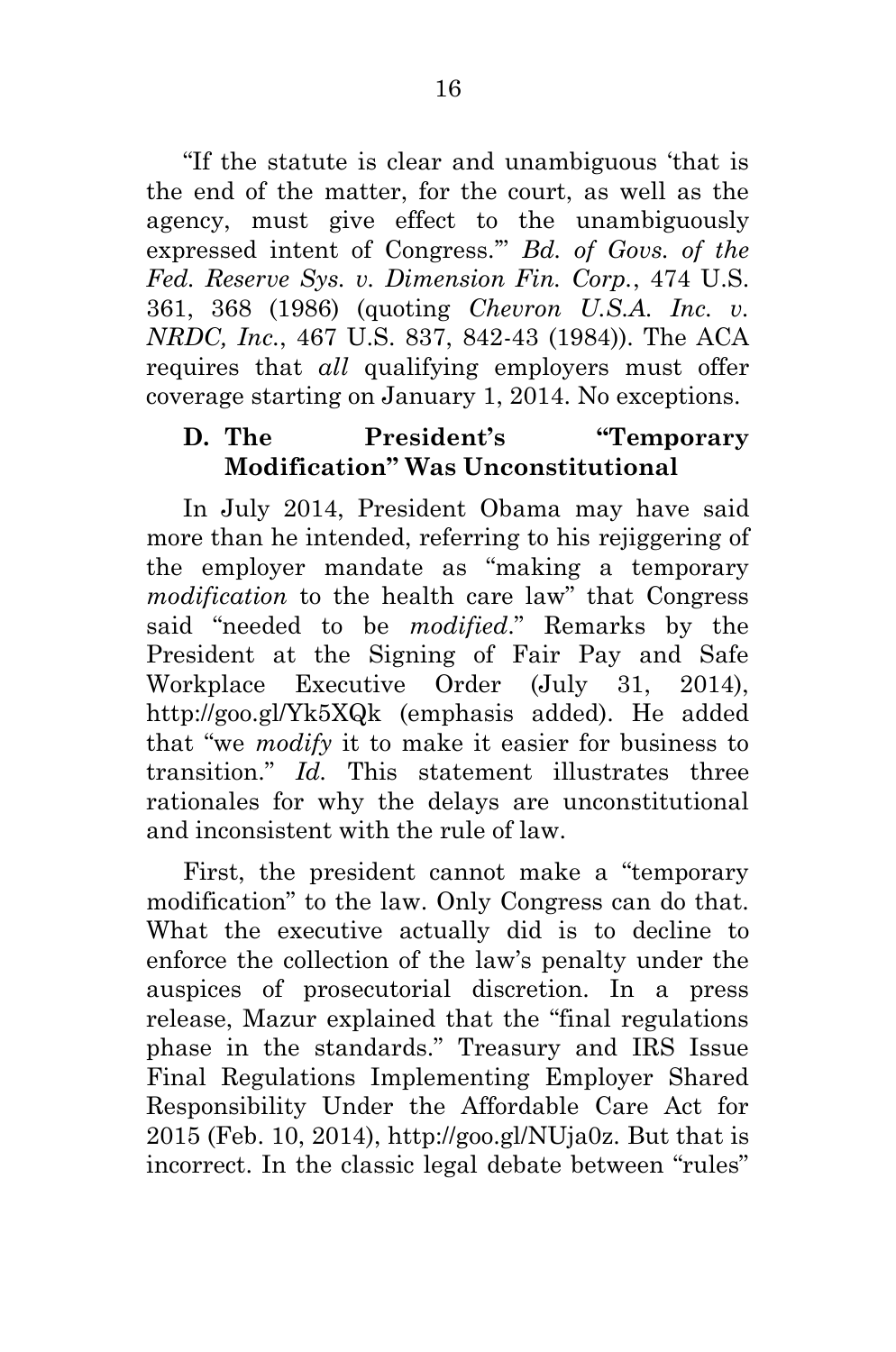"If the statute is clear and unambiguous 'that is the end of the matter, for the court, as well as the agency, must give effect to the unambiguously expressed intent of Congress.'" *Bd. of Govs. of the Fed. Reserve Sys. v. Dimension Fin. Corp.*, 474 U.S. 361, 368 (1986) (quoting *Chevron U.S.A. Inc. v. NRDC, Inc.*, 467 U.S. 837, 842-43 (1984)). The ACA requires that *all* qualifying employers must offer coverage starting on January 1, 2014. No exceptions.

### D. The President's "Temporary Modification" Was Unconstitutional

In July 2014, President Obama may have said more than he intended, referring to his rejiggering of the employer mandate as "making a temporary *modification* to the health care law" that Congress said "needed to be *modified*." Remarks by the President at the Signing of Fair Pay and Safe Workplace Executive Order (July 31, 2014), http://goo.gl/Yk5XQk (emphasis added). He added that "we *modify* it to make it easier for business to transition." *Id.* This statement illustrates three rationales for why the delays are unconstitutional and inconsistent with the rule of law.

First, the president cannot make a "temporary modification" to the law. Only Congress can do that. What the executive actually did is to decline to enforce the collection of the law's penalty under the auspices of prosecutorial discretion. In a press release, Mazur explained that the "final regulations phase in the standards." Treasury and IRS Issue Final Regulations Implementing Employer Shared Responsibility Under the Affordable Care Act for 2015 (Feb. 10, 2014), http://goo.gl/NUja0z. But that is incorrect. In the classic legal debate between "rules"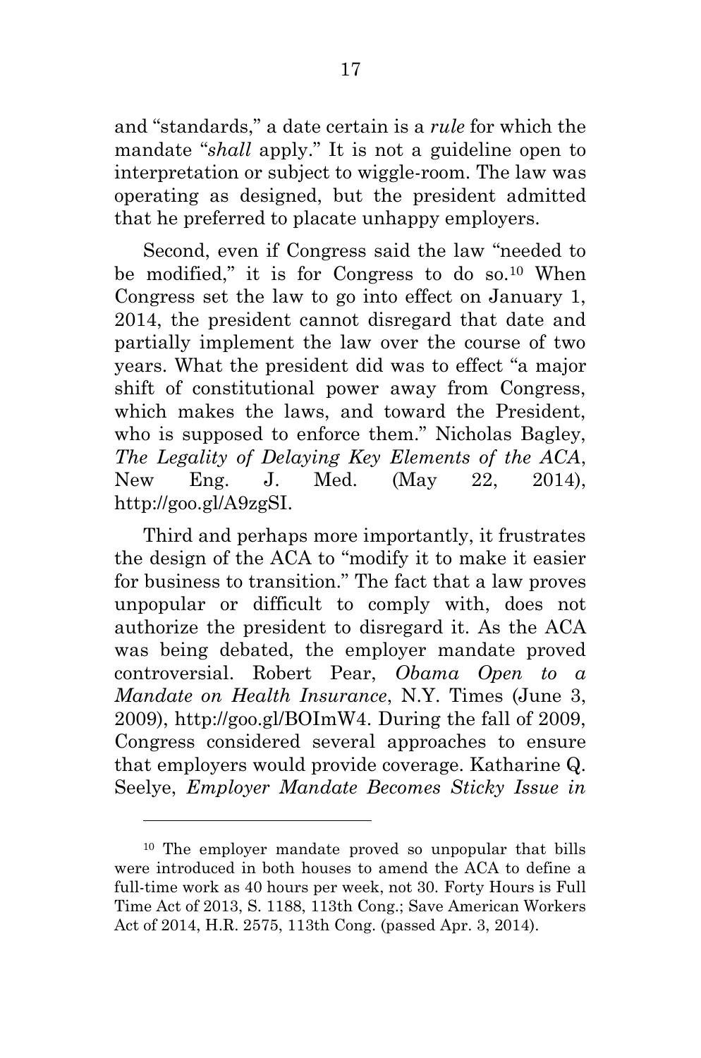and "standards," a date certain is a *rule* for which the mandate "*shall* apply." It is not a guideline open to interpretation or subject to wiggle-room. The law was operating as designed, but the president admitted that he preferred to placate unhappy employers.

Second, even if Congress said the law "needed to be modified," it is for Congress to do so.[10] When Congress set the law to go into effect on January 1, 2014, the president cannot disregard that date and partially implement the law over the course of two years. What the president did was to effect "a major shift of constitutional power away from Congress, which makes the laws, and toward the President, who is supposed to enforce them." Nicholas Bagley, *The Legality of Delaying Key Elements of the ACA*, New Eng. J. Med. (May 22, 2014), http://goo.gl/A9zgSI.

Third and perhaps more importantly, it frustrates the design of the ACA to "modify it to make it easier for business to transition." The fact that a law proves unpopular or difficult to comply with, does not authorize the president to disregard it. As the ACA was being debated, the employer mandate proved controversial. Robert Pear, *Obama Open to a Mandate on Health Insurance*, N.Y. Times (June 3, 2009), http://goo.gl/BOImW4. During the fall of 2009, Congress considered several approaches to ensure that employers would provide coverage. Katharine Q. Seelye, *Employer Mandate Becomes Sticky Issue in*

---

[10] The employer mandate proved so unpopular that bills were introduced in both houses to amend the ACA to define a full-time work as 40 hours per week, not 30. Forty Hours is Full Time Act of 2013, S. 1188, 113th Cong.; Save American Workers Act of 2014, H.R. 2575, 113th Cong. (passed Apr. 3, 2014).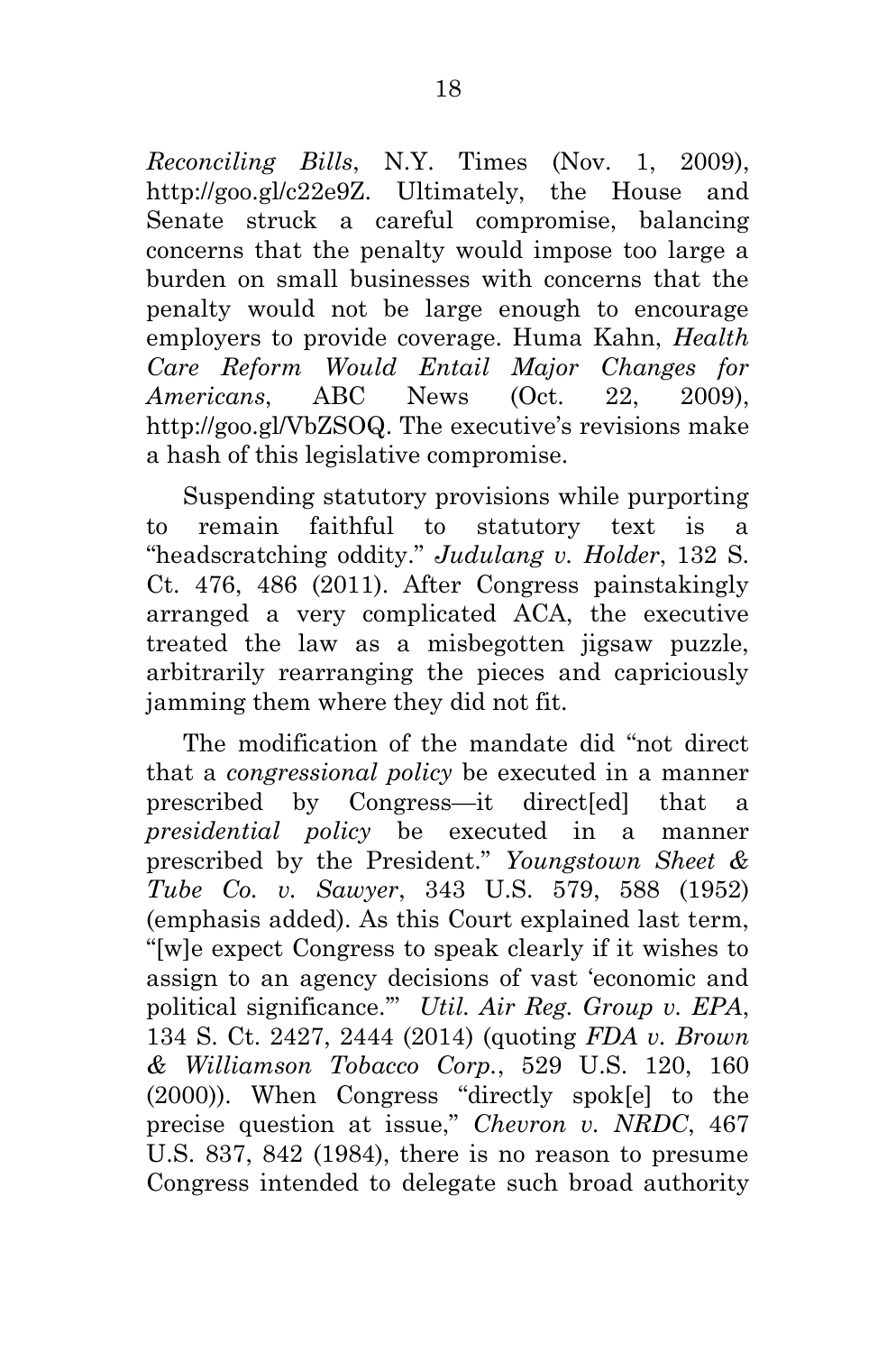*Reconciling Bills*, N.Y. Times (Nov. 1, 2009), http://goo.gl/c22e9Z. Ultimately, the House and Senate struck a careful compromise, balancing concerns that the penalty would impose too large a burden on small businesses with concerns that the penalty would not be large enough to encourage employers to provide coverage. Huma Kahn, *Health Care Reform Would Entail Major Changes for Americans*, ABC News (Oct. 22, 2009), http://goo.gl/VbZSOQ. The executive's revisions make a hash of this legislative compromise.

Suspending statutory provisions while purporting to remain faithful to statutory text is a "headscratching oddity." *Judulang v. Holder*, 132 S. Ct. 476, 486 (2011). After Congress painstakingly arranged a very complicated ACA, the executive treated the law as a misbegotten jigsaw puzzle, arbitrarily rearranging the pieces and capriciously jamming them where they did not fit.

The modification of the mandate did "not direct that a *congressional policy* be executed in a manner prescribed by Congress—it direct[ed] that a *presidential policy* be executed in a manner prescribed by the President." *Youngstown Sheet & Tube Co. v. Sawyer*, 343 U.S. 579, 588 (1952) (emphasis added). As this Court explained last term, "[w]e expect Congress to speak clearly if it wishes to assign to an agency decisions of vast 'economic and political significance.'" *Util. Air Reg. Group v. EPA*, 134 S. Ct. 2427, 2444 (2014) (quoting *FDA v. Brown & Williamson Tobacco Corp.*, 529 U.S. 120, 160 (2000)). When Congress "directly spok[e] to the precise question at issue," *Chevron v. NRDC*, 467 U.S. 837, 842 (1984), there is no reason to presume Congress intended to delegate such broad authority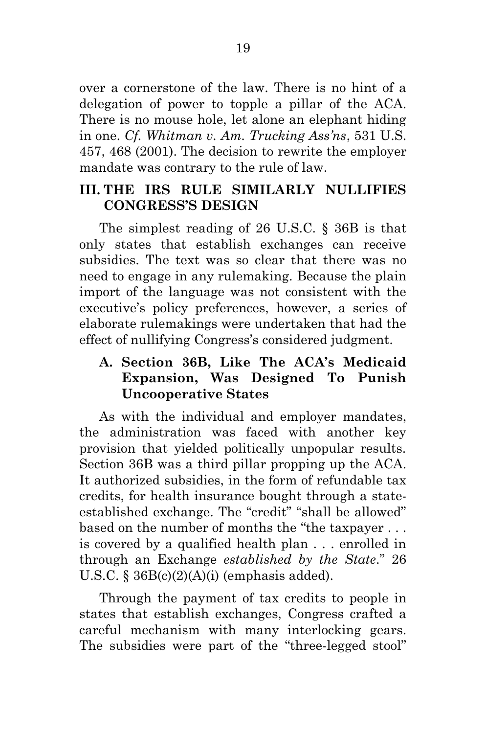over a cornerstone of the law. There is no hint of a delegation of power to topple a pillar of the ACA. There is no mouse hole, let alone an elephant hiding in one. *Cf. Whitman v. Am. Trucking Ass'ns*, 531 U.S. 457, 468 (2001). The decision to rewrite the employer mandate was contrary to the rule of law.

## III. THE IRS RULE SIMILARLY NULLIFIES CONGRESS'S DESIGN

The simplest reading of 26 U.S.C. § 36B is that only states that establish exchanges can receive subsidies. The text was so clear that there was no need to engage in any rulemaking. Because the plain import of the language was not consistent with the executive's policy preferences, however, a series of elaborate rulemakings were undertaken that had the effect of nullifying Congress's considered judgment.

### A. Section 36B, Like The ACA's Medicaid Expansion, Was Designed To Punish Uncooperative States

As with the individual and employer mandates, the administration was faced with another key provision that yielded politically unpopular results. Section 36B was a third pillar propping up the ACA. It authorized subsidies, in the form of refundable tax credits, for health insurance bought through a state-established exchange. The "credit" "shall be allowed" based on the number of months the "the taxpayer . . . is covered by a qualified health plan . . . enrolled in through an Exchange *established by the State*." 26 U.S.C. § 36B(c)(2)(A)(i) (emphasis added).

Through the payment of tax credits to people in states that establish exchanges, Congress crafted a careful mechanism with many interlocking gears. The subsidies were part of the "three-legged stool"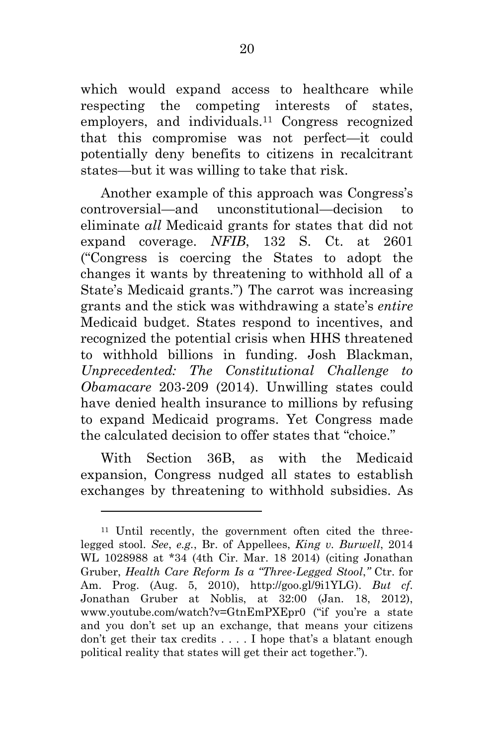which would expand access to healthcare while respecting the competing interests of states, employers, and individuals.[11] Congress recognized that this compromise was not perfect—it could potentially deny benefits to citizens in recalcitrant states—but it was willing to take that risk.

Another example of this approach was Congress's controversial—and unconstitutional—decision to eliminate *all* Medicaid grants for states that did not expand coverage. *NFIB*, 132 S. Ct. at 2601 ("Congress is coercing the States to adopt the changes it wants by threatening to withhold all of a State's Medicaid grants.") The carrot was increasing grants and the stick was withdrawing a state's *entire* Medicaid budget. States respond to incentives, and recognized the potential crisis when HHS threatened to withhold billions in funding. Josh Blackman, *Unprecedented: The Constitutional Challenge to Obamacare* 203-209 (2014). Unwilling states could have denied health insurance to millions by refusing to expand Medicaid programs. Yet Congress made the calculated decision to offer states that "choice."

With Section 36B, as with the Medicaid expansion, Congress nudged all states to establish exchanges by threatening to withhold subsidies. As

---

[11] Until recently, the government often cited the three-legged stool. *See*, *e.g.*, Br. of Appellees, *King v. Burwell*, 2014 WL 1028988 at *34 (4th Cir. Mar. 18 2014) (citing Jonathan Gruber, *Health Care Reform Is a "Three-Legged Stool*,*"* Ctr. for Am. Prog. (Aug. 5, 2010), http://goo.gl/9i1YLG). *But cf*. Jonathan Gruber at Noblis, at 32:00 (Jan. 18, 2012), www.youtube.com/watch?v=GtnEmPXEpr0 ("if you're a state and you don't set up an exchange, that means your citizens don't get their tax credits . . . . I hope that's a blatant enough political reality that states will get their act together.").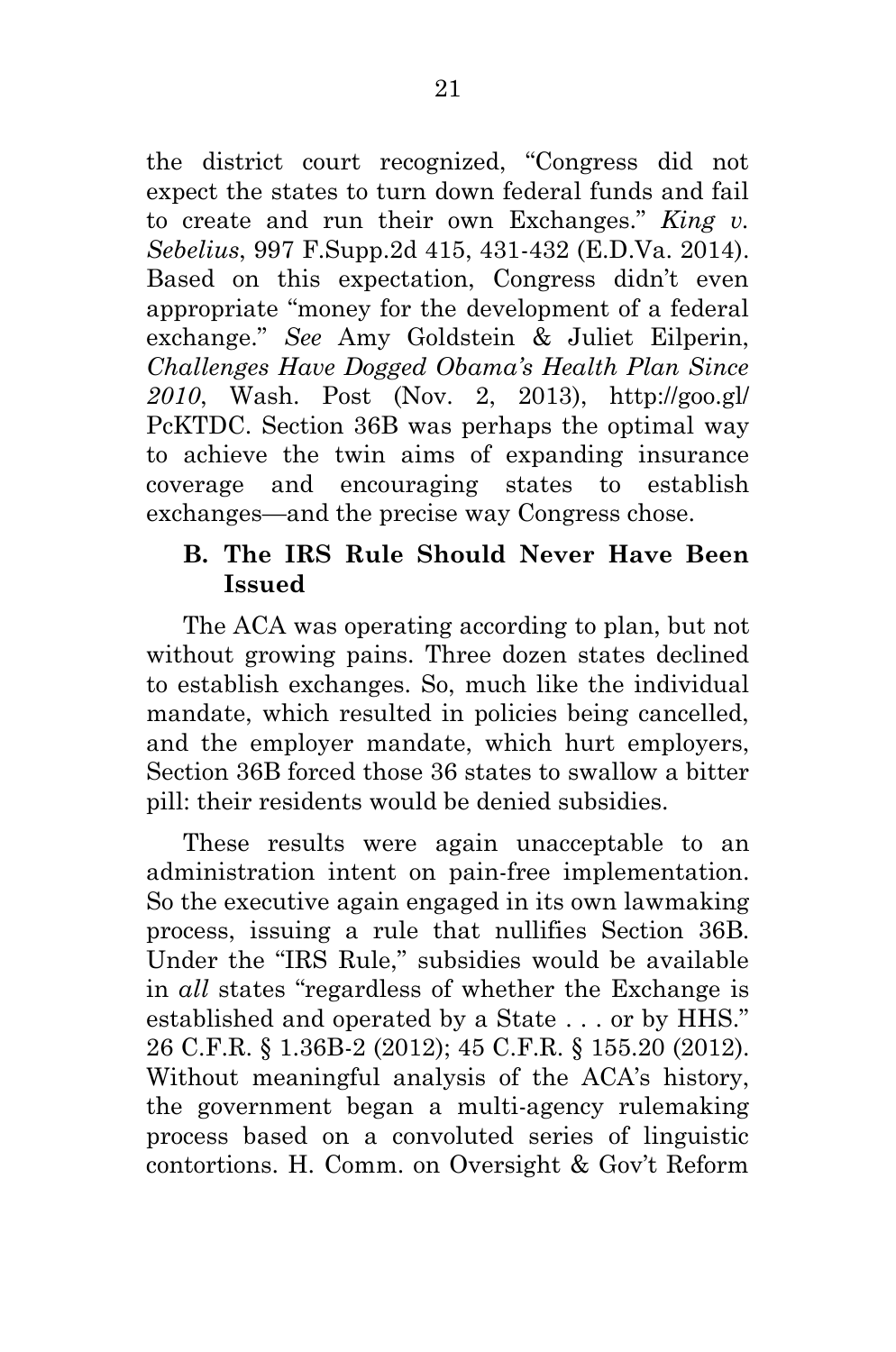the district court recognized, "Congress did not expect the states to turn down federal funds and fail to create and run their own Exchanges." *King v. Sebelius*, 997 F.Supp.2d 415, 431-432 (E.D.Va. 2014). Based on this expectation, Congress didn't even appropriate "money for the development of a federal exchange." *See* Amy Goldstein & Juliet Eilperin, *Challenges Have Dogged Obama's Health Plan Since 2010*, Wash. Post (Nov. 2, 2013), http://goo.gl/PcKTDC. Section 36B was perhaps the optimal way to achieve the twin aims of expanding insurance coverage and encouraging states to establish exchanges—and the precise way Congress chose.

### B. The IRS Rule Should Never Have Been Issued

The ACA was operating according to plan, but not without growing pains. Three dozen states declined to establish exchanges. So, much like the individual mandate, which resulted in policies being cancelled, and the employer mandate, which hurt employers, Section 36B forced those 36 states to swallow a bitter pill: their residents would be denied subsidies.

These results were again unacceptable to an administration intent on pain-free implementation. So the executive again engaged in its own lawmaking process, issuing a rule that nullifies Section 36B. Under the "IRS Rule," subsidies would be available in *all* states "regardless of whether the Exchange is established and operated by a State . . . or by HHS." 26 C.F.R. § 1.36B-2 (2012); 45 C.F.R. § 155.20 (2012). Without meaningful analysis of the ACA's history, the government began a multi-agency rulemaking process based on a convoluted series of linguistic contortions. H. Comm. on Oversight & Gov't Reform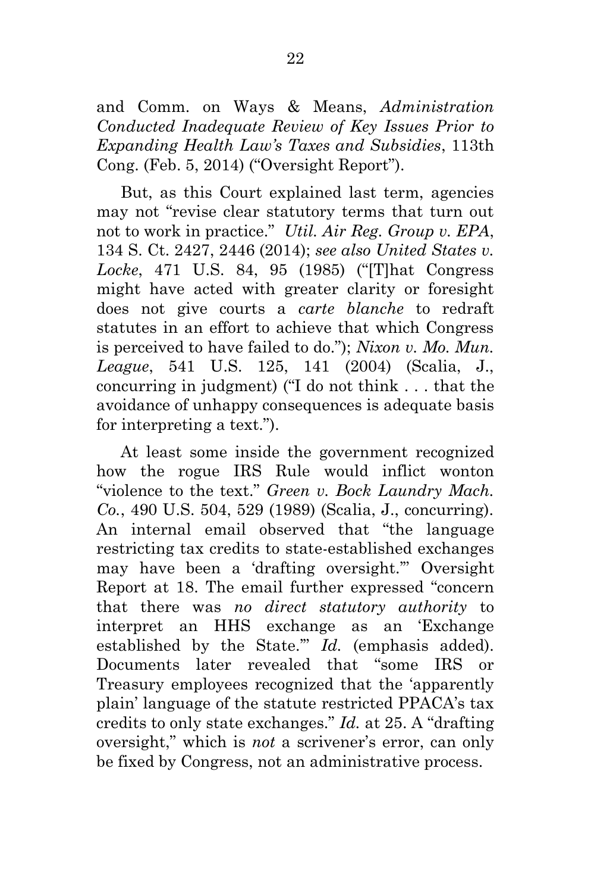and Comm. on Ways & Means, *Administration Conducted Inadequate Review of Key Issues Prior to Expanding Health Law's Taxes and Subsidies*, 113th Cong. (Feb. 5, 2014) ("Oversight Report").

But, as this Court explained last term, agencies may not "revise clear statutory terms that turn out not to work in practice." *Util. Air Reg. Group v. EPA*, 134 S. Ct. 2427, 2446 (2014); *see also United States v. Locke*, 471 U.S. 84, 95 (1985) ("[T]hat Congress might have acted with greater clarity or foresight does not give courts a *carte blanche* to redraft statutes in an effort to achieve that which Congress is perceived to have failed to do."); *Nixon v. Mo. Mun. League*, 541 U.S. 125, 141 (2004) (Scalia, J., concurring in judgment) ("I do not think . . . that the avoidance of unhappy consequences is adequate basis for interpreting a text.").

At least some inside the government recognized how the rogue IRS Rule would inflict wonton "violence to the text." *Green v. Bock Laundry Mach. Co.*, 490 U.S. 504, 529 (1989) (Scalia, J., concurring). An internal email observed that "the language restricting tax credits to state-established exchanges may have been a 'drafting oversight.'" Oversight Report at 18. The email further expressed "concern that there was *no direct statutory authority* to interpret an HHS exchange as an 'Exchange established by the State.'" *Id.* (emphasis added). Documents later revealed that "some IRS or Treasury employees recognized that the 'apparently plain' language of the statute restricted PPACA's tax credits to only state exchanges." *Id.* at 25. A "drafting oversight," which is *not* a scrivener's error, can only be fixed by Congress, not an administrative process.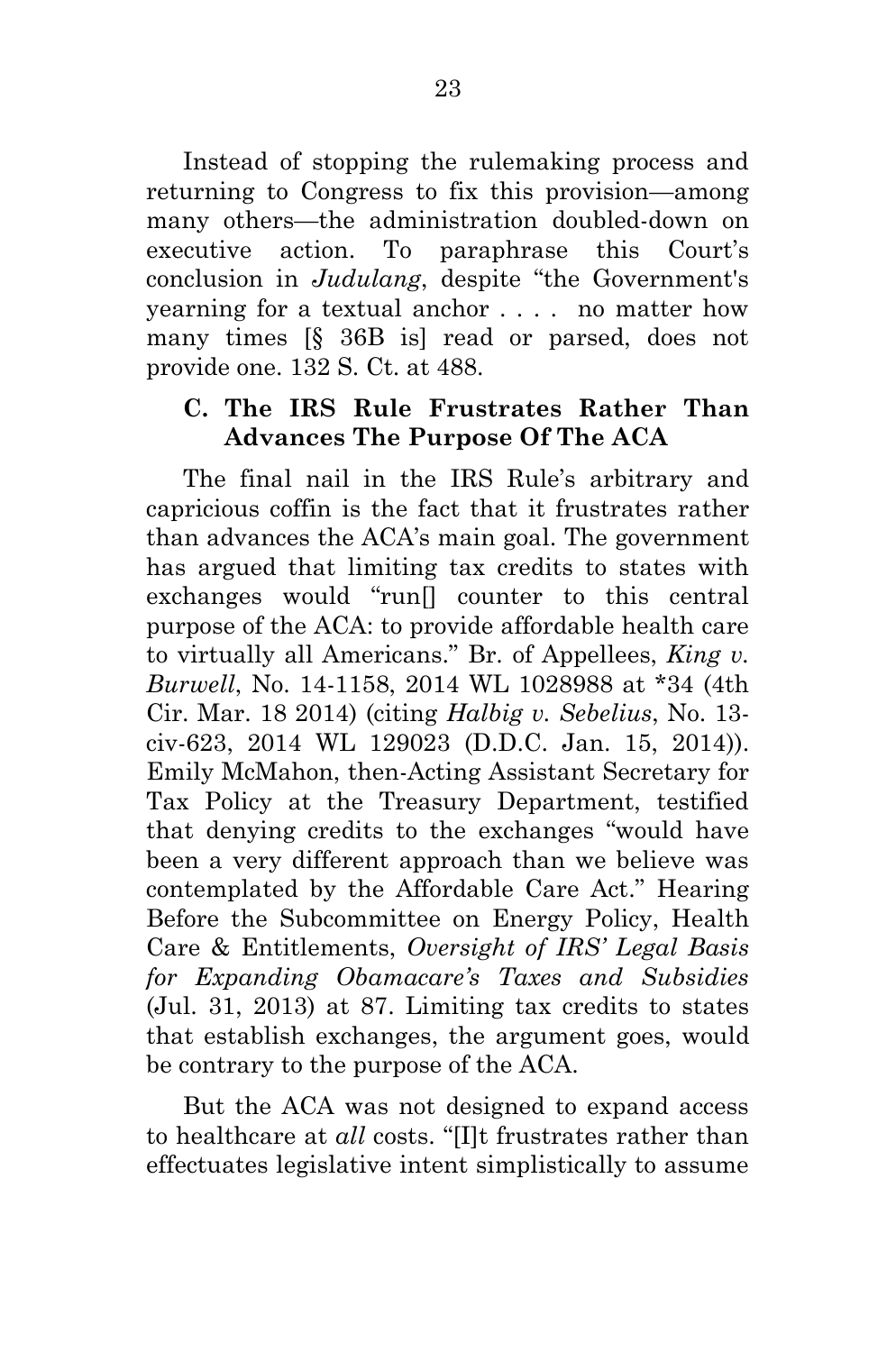Instead of stopping the rulemaking process and returning to Congress to fix this provision—among many others—the administration doubled-down on executive action. To paraphrase this Court's conclusion in *Judulang*, despite "the Government's yearning for a textual anchor . . . . no matter how many times [§ 36B is] read or parsed, does not provide one. 132 S. Ct. at 488.

### C. The IRS Rule Frustrates Rather Than Advances The Purpose Of The ACA

The final nail in the IRS Rule's arbitrary and capricious coffin is the fact that it frustrates rather than advances the ACA's main goal. The government has argued that limiting tax credits to states with exchanges would "run[] counter to this central purpose of the ACA: to provide affordable health care to virtually all Americans." Br. of Appellees, *King v. Burwell*, No. 14-1158, 2014 WL 1028988 at *34 (4th Cir. Mar. 18 2014) (citing *Halbig v. Sebelius*, No. 13-civ-623, 2014 WL 129023 (D.D.C. Jan. 15, 2014)). Emily McMahon, then-Acting Assistant Secretary for Tax Policy at the Treasury Department, testified that denying credits to the exchanges "would have been a very different approach than we believe was contemplated by the Affordable Care Act." Hearing Before the Subcommittee on Energy Policy, Health Care & Entitlements, *Oversight of IRS' Legal Basis for Expanding Obamacare's Taxes and Subsidies* (Jul. 31, 2013) at 87. Limiting tax credits to states that establish exchanges, the argument goes, would be contrary to the purpose of the ACA.

But the ACA was not designed to expand access to healthcare at *all* costs. "[I]t frustrates rather than effectuates legislative intent simplistically to assume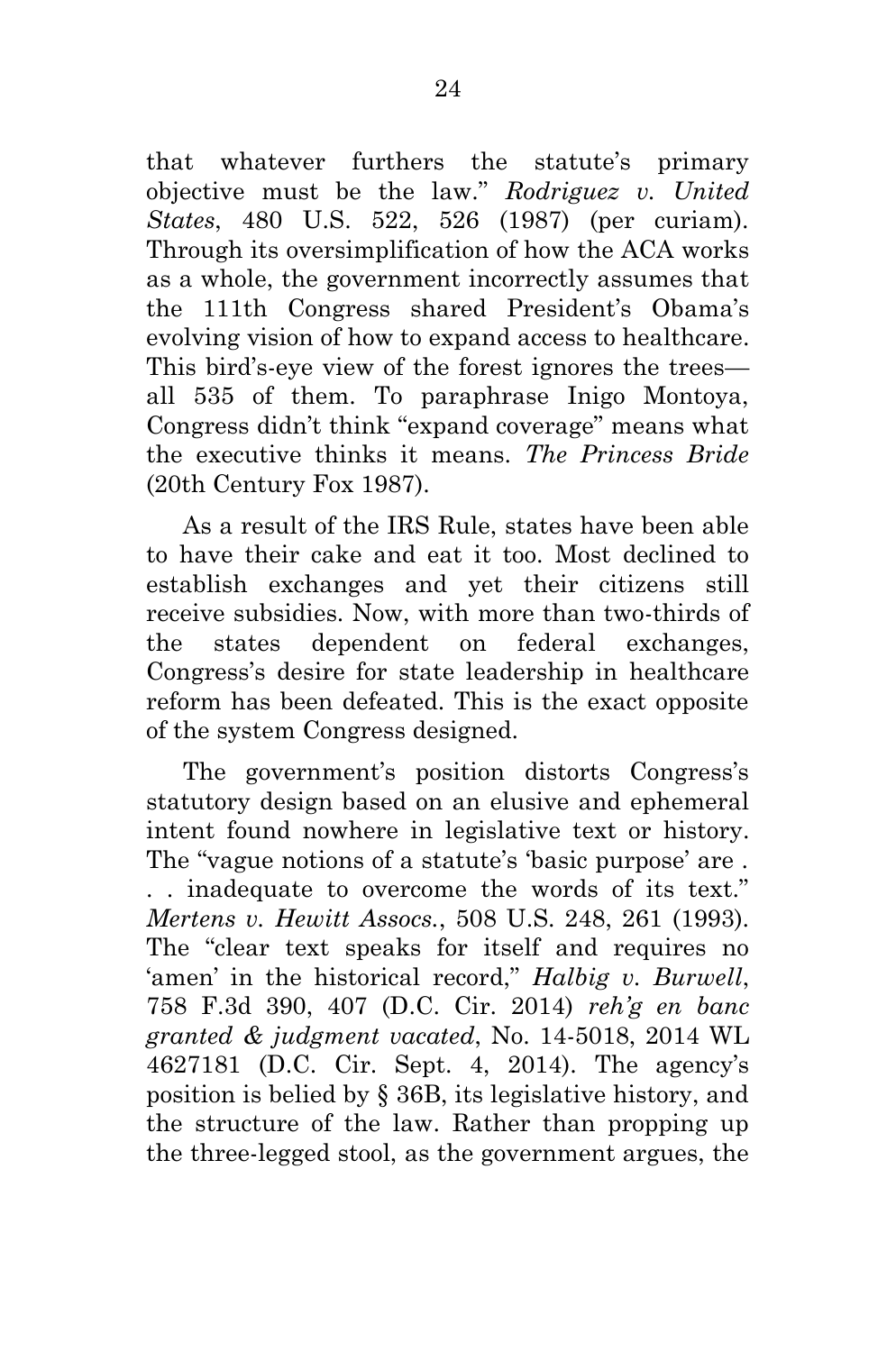that whatever furthers the statute's primary objective must be the law." *Rodriguez v. United States*, 480 U.S. 522, 526 (1987) (per curiam). Through its oversimplification of how the ACA works as a whole, the government incorrectly assumes that the 111th Congress shared President's Obama's evolving vision of how to expand access to healthcare. This bird's-eye view of the forest ignores the trees—all 535 of them. To paraphrase Inigo Montoya, Congress didn't think "expand coverage" means what the executive thinks it means. *The Princess Bride* (20th Century Fox 1987).

As a result of the IRS Rule, states have been able to have their cake and eat it too. Most declined to establish exchanges and yet their citizens still receive subsidies. Now, with more than two-thirds of the states dependent on federal exchanges, Congress's desire for state leadership in healthcare reform has been defeated. This is the exact opposite of the system Congress designed.

The government's position distorts Congress's statutory design based on an elusive and ephemeral intent found nowhere in legislative text or history. The "vague notions of a statute's 'basic purpose' are . . . inadequate to overcome the words of its text." *Mertens v. Hewitt Assocs.*, 508 U.S. 248, 261 (1993). The "clear text speaks for itself and requires no 'amen' in the historical record," *Halbig v. Burwell*, 758 F.3d 390, 407 (D.C. Cir. 2014) *reh'g en banc granted & judgment vacated*, No. 14-5018, 2014 WL 4627181 (D.C. Cir. Sept. 4, 2014). The agency's position is belied by § 36B, its legislative history, and the structure of the law. Rather than propping up the three-legged stool, as the government argues, the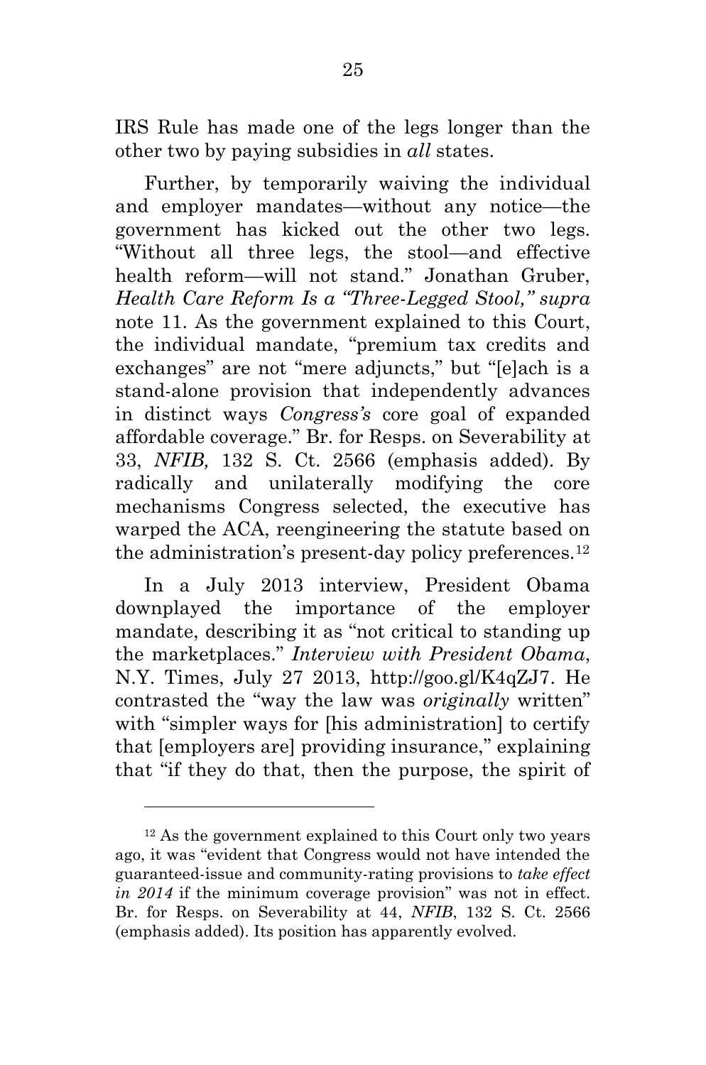IRS Rule has made one of the legs longer than the other two by paying subsidies in *all* states.

Further, by temporarily waiving the individual and employer mandates—without any notice—the government has kicked out the other two legs. "Without all three legs, the stool—and effective health reform—will not stand." Jonathan Gruber, *Health Care Reform Is a "Three-Legged Stool," supra* note 11. As the government explained to this Court, the individual mandate, "premium tax credits and exchanges" are not "mere adjuncts," but "[e]ach is a stand-alone provision that independently advances in distinct ways *Congress's* core goal of expanded affordable coverage." Br. for Resps. on Severability at 33, *NFIB,* 132 S. Ct. 2566 (emphasis added). By radically and unilaterally modifying the core mechanisms Congress selected, the executive has warped the ACA, reengineering the statute based on the administration's present-day policy preferences.[12]

In a July 2013 interview, President Obama downplayed the importance of the employer mandate, describing it as "not critical to standing up the marketplaces." *Interview with President Obama*, N.Y. Times, July 27 2013, http://goo.gl/K4qZJ7. He contrasted the "way the law was *originally* written" with "simpler ways for [his administration] to certify that [employers are] providing insurance," explaining that "if they do that, then the purpose, the spirit of

---

[12] As the government explained to this Court only two years ago, it was "evident that Congress would not have intended the guaranteed-issue and community-rating provisions to *take effect in 2014* if the minimum coverage provision" was not in effect. Br. for Resps. on Severability at 44, *NFIB*, 132 S. Ct. 2566 (emphasis added). Its position has apparently evolved.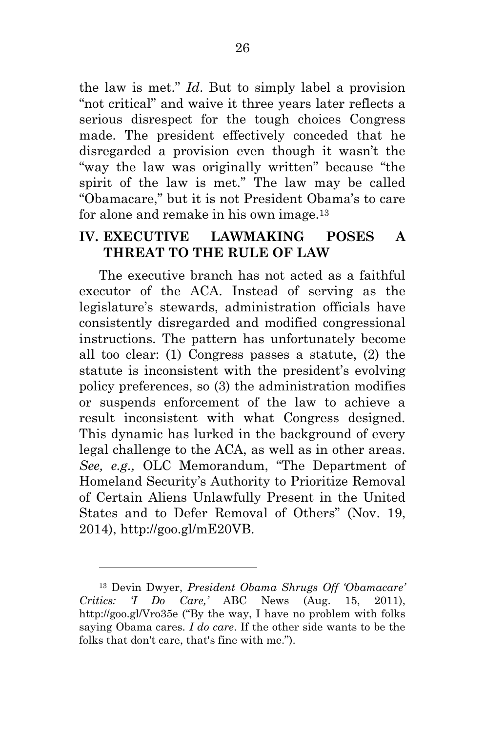the law is met." *Id*. But to simply label a provision "not critical" and waive it three years later reflects a serious disrespect for the tough choices Congress made. The president effectively conceded that he disregarded a provision even though it wasn't the "way the law was originally written" because "the spirit of the law is met." The law may be called "Obamacare," but it is not President Obama's to care for alone and remake in his own image.[13]

## IV. EXECUTIVE LAWMAKING POSES A THREAT TO THE RULE OF LAW

The executive branch has not acted as a faithful executor of the ACA. Instead of serving as the legislature's stewards, administration officials have consistently disregarded and modified congressional instructions. The pattern has unfortunately become all too clear: (1) Congress passes a statute, (2) the statute is inconsistent with the president's evolving policy preferences, so (3) the administration modifies or suspends enforcement of the law to achieve a result inconsistent with what Congress designed. This dynamic has lurked in the background of every legal challenge to the ACA, as well as in other areas. *See, e.g.,* OLC Memorandum, "The Department of Homeland Security's Authority to Prioritize Removal of Certain Aliens Unlawfully Present in the United States and to Defer Removal of Others" (Nov. 19, 2014), http://goo.gl/mE20VB.

---

[13] Devin Dwyer, *President Obama Shrugs Off 'Obamacare' Critics: 'I Do Care,'* ABC News (Aug. 15, 2011), http://goo.gl/Vro35e ("By the way, I have no problem with folks saying Obama cares. *I do care*. If the other side wants to be the folks that don't care, that's fine with me.").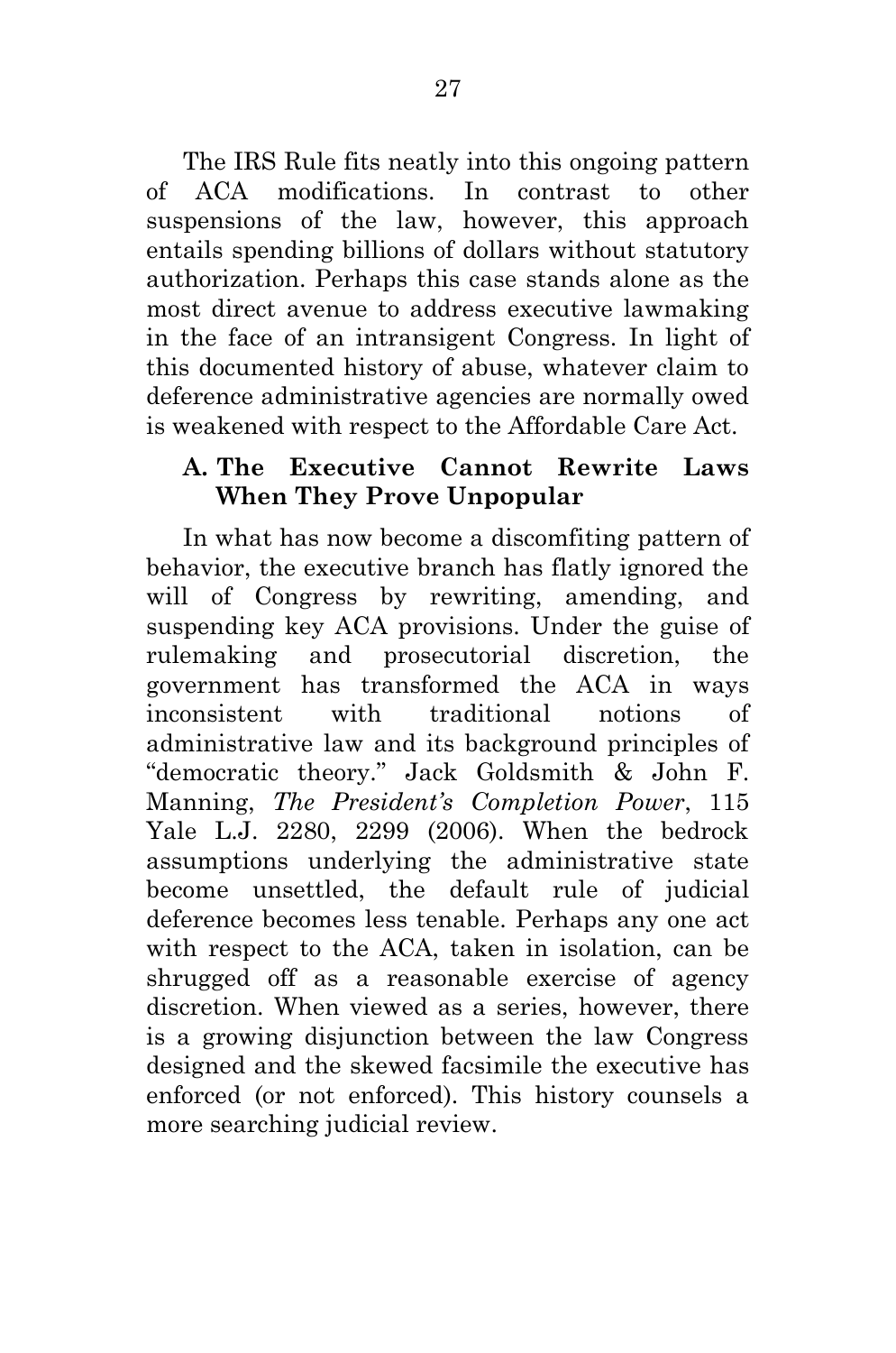The IRS Rule fits neatly into this ongoing pattern of ACA modifications. In contrast to other suspensions of the law, however, this approach entails spending billions of dollars without statutory authorization. Perhaps this case stands alone as the most direct avenue to address executive lawmaking in the face of an intransigent Congress. In light of this documented history of abuse, whatever claim to deference administrative agencies are normally owed is weakened with respect to the Affordable Care Act.

### A. The Executive Cannot Rewrite Laws When They Prove Unpopular

In what has now become a discomfiting pattern of behavior, the executive branch has flatly ignored the will of Congress by rewriting, amending, and suspending key ACA provisions. Under the guise of rulemaking and prosecutorial discretion, the government has transformed the ACA in ways inconsistent with traditional notions of administrative law and its background principles of "democratic theory." Jack Goldsmith & John F. Manning, *The President's Completion Power*, 115 Yale L.J. 2280, 2299 (2006). When the bedrock assumptions underlying the administrative state become unsettled, the default rule of judicial deference becomes less tenable. Perhaps any one act with respect to the ACA, taken in isolation, can be shrugged off as a reasonable exercise of agency discretion. When viewed as a series, however, there is a growing disjunction between the law Congress designed and the skewed facsimile the executive has enforced (or not enforced). This history counsels a more searching judicial review.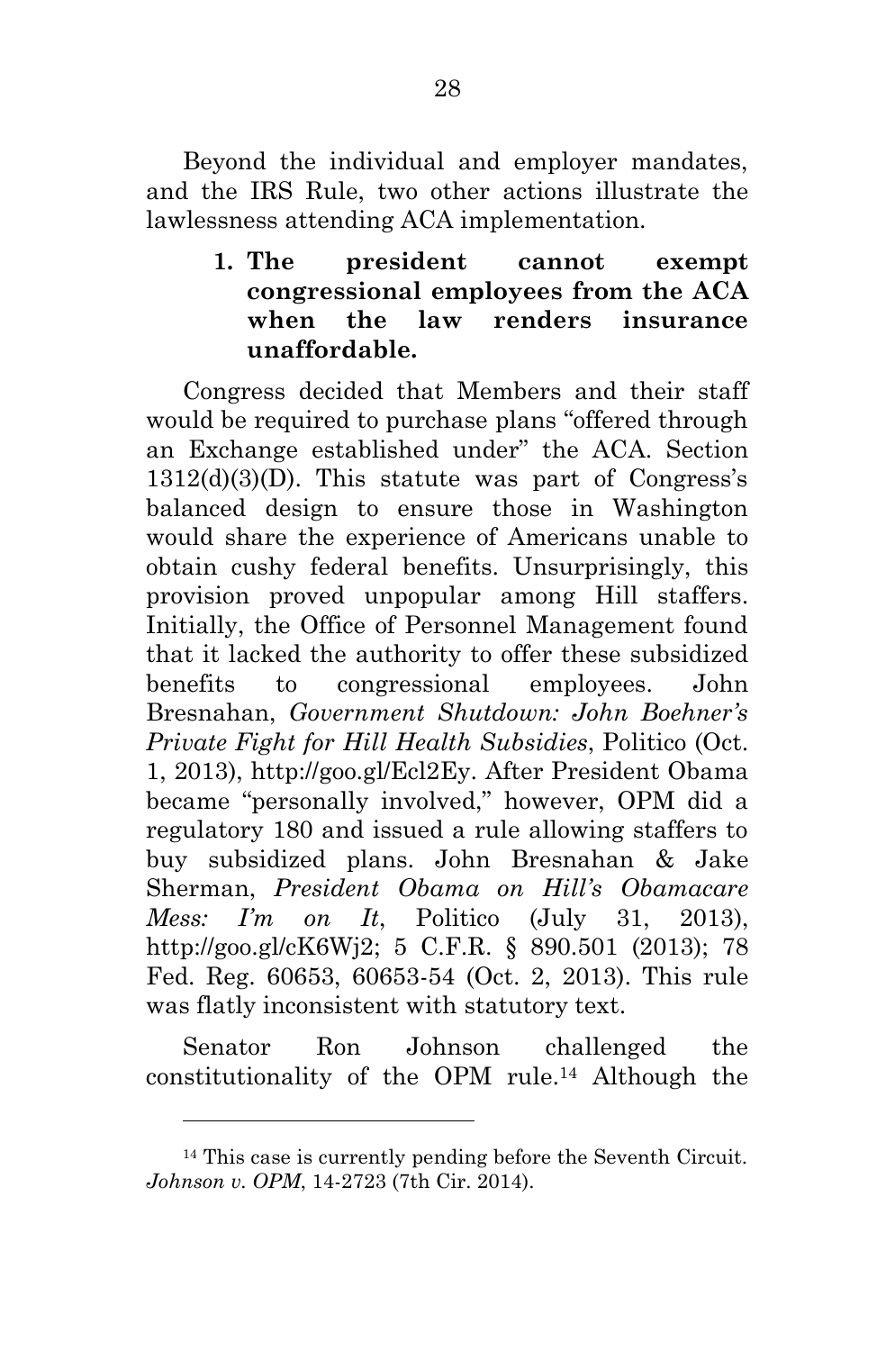Beyond the individual and employer mandates, and the IRS Rule, two other actions illustrate the lawlessness attending ACA implementation.

### 1. The president cannot exempt congressional employees from the ACA when the law renders insurance unaffordable.

Congress decided that Members and their staff would be required to purchase plans "offered through an Exchange established under" the ACA. Section 1312(d)(3)(D). This statute was part of Congress's balanced design to ensure those in Washington would share the experience of Americans unable to obtain cushy federal benefits. Unsurprisingly, this provision proved unpopular among Hill staffers. Initially, the Office of Personnel Management found that it lacked the authority to offer these subsidized benefits to congressional employees. John Bresnahan, *Government Shutdown: John Boehner's Private Fight for Hill Health Subsidies*, Politico (Oct. 1, 2013), http://goo.gl/Ecl2Ey. After President Obama became "personally involved," however, OPM did a regulatory 180 and issued a rule allowing staffers to buy subsidized plans. John Bresnahan & Jake Sherman, *President Obama on Hill's Obamacare Mess: I'm on It*, Politico (July 31, 2013), http://goo.gl/cK6Wj2; 5 C.F.R. § 890.501 (2013); 78 Fed. Reg. 60653, 60653-54 (Oct. 2, 2013). This rule was flatly inconsistent with statutory text.

Senator Ron Johnson challenged the constitutionality of the OPM rule.[14] Although the

[14] This case is currently pending before the Seventh Circuit. *Johnson v. OPM*, 14-2723 (7th Cir. 2014).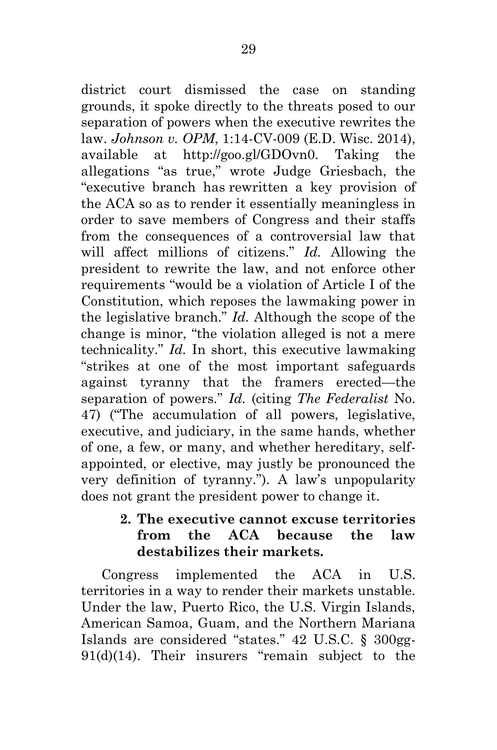district court dismissed the case on standing grounds, it spoke directly to the threats posed to our separation of powers when the executive rewrites the law. *Johnson v. OPM*, 1:14-CV-009 (E.D. Wisc. 2014), available at http://goo.gl/GDOvn0. Taking the allegations "as true," wrote Judge Griesbach, the "executive branch has rewritten a key provision of the ACA so as to render it essentially meaningless in order to save members of Congress and their staffs from the consequences of a controversial law that will affect millions of citizens." *Id.* Allowing the president to rewrite the law, and not enforce other requirements "would be a violation of Article I of the Constitution, which reposes the lawmaking power in the legislative branch." *Id.* Although the scope of the change is minor, "the violation alleged is not a mere technicality." *Id.* In short, this executive lawmaking "strikes at one of the most important safeguards against tyranny that the framers erected—the separation of powers." *Id.* (citing *The Federalist* No. 47) ("The accumulation of all powers, legislative, executive, and judiciary, in the same hands, whether of one, a few, or many, and whether hereditary, self-appointed, or elective, may justly be pronounced the very definition of tyranny."). A law's unpopularity does not grant the president power to change it.

**2. The executive cannot excuse territories from the ACA because the law destabilizes their markets.**

Congress implemented the ACA in U.S. territories in a way to render their markets unstable. Under the law, Puerto Rico, the U.S. Virgin Islands, American Samoa, Guam, and the Northern Mariana Islands are considered "states." 42 U.S.C. § 300gg-91(d)(14). Their insurers "remain subject to the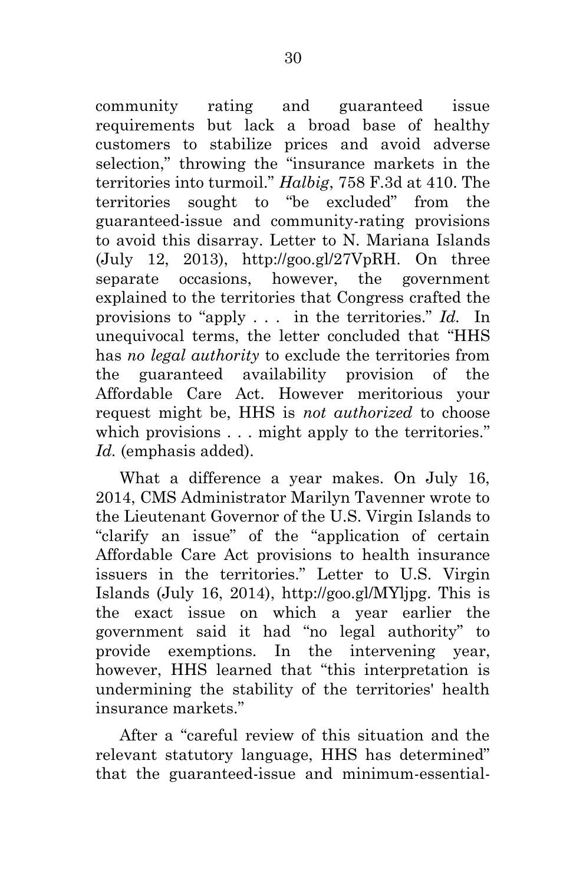community rating and guaranteed issue requirements but lack a broad base of healthy customers to stabilize prices and avoid adverse selection," throwing the "insurance markets in the territories into turmoil." *Halbig*, 758 F.3d at 410. The territories sought to "be excluded" from the guaranteed-issue and community-rating provisions to avoid this disarray. Letter to N. Mariana Islands (July 12, 2013), http://goo.gl/27VpRH. On three separate occasions, however, the government explained to the territories that Congress crafted the provisions to "apply . . . in the territories." *Id.* In unequivocal terms, the letter concluded that "HHS has *no legal authority* to exclude the territories from the guaranteed availability provision of the Affordable Care Act. However meritorious your request might be, HHS is *not authorized* to choose which provisions . . . might apply to the territories." *Id.* (emphasis added).

What a difference a year makes. On July 16, 2014, CMS Administrator Marilyn Tavenner wrote to the Lieutenant Governor of the U.S. Virgin Islands to "clarify an issue" of the "application of certain Affordable Care Act provisions to health insurance issuers in the territories." Letter to U.S. Virgin Islands (July 16, 2014), http://goo.gl/MYljpg. This is the exact issue on which a year earlier the government said it had "no legal authority" to provide exemptions. In the intervening year, however, HHS learned that "this interpretation is undermining the stability of the territories' health insurance markets."

After a "careful review of this situation and the relevant statutory language, HHS has determined" that the guaranteed-issue and minimum-essential-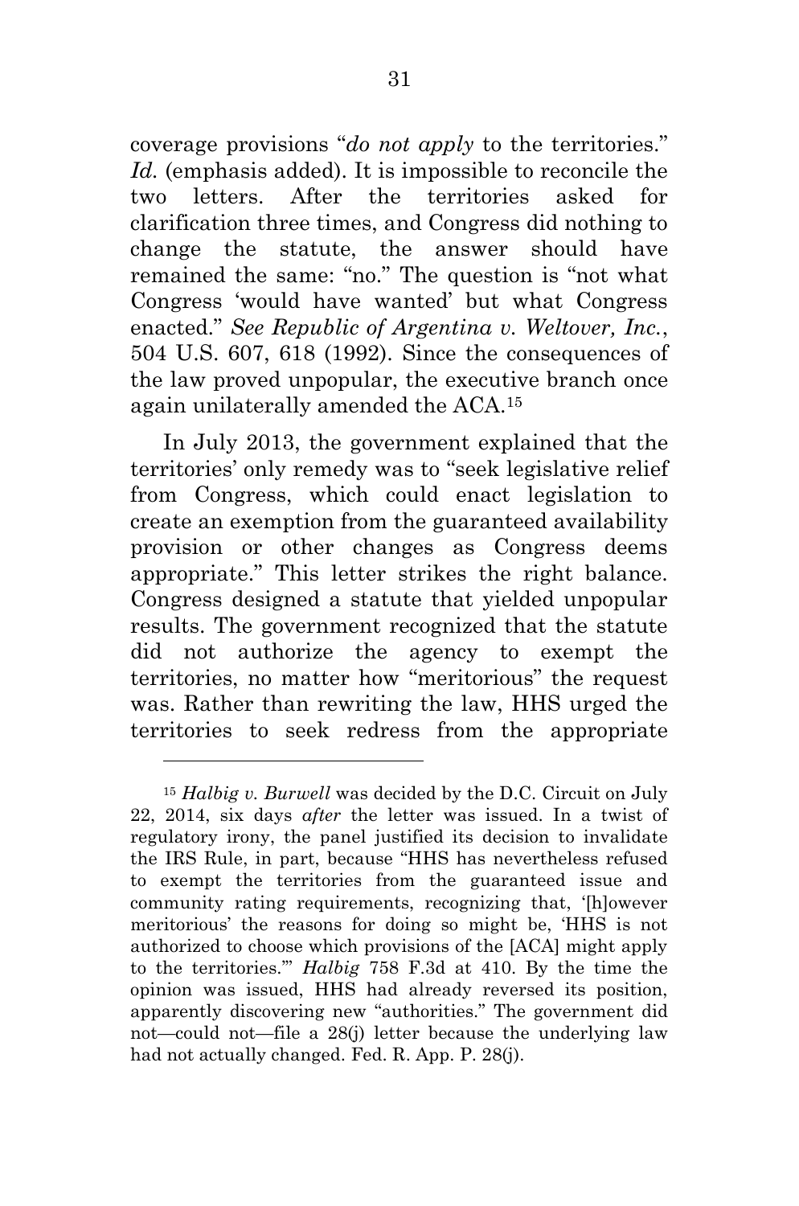coverage provisions "*do not apply* to the territories." *Id.* (emphasis added). It is impossible to reconcile the two letters. After the territories asked for clarification three times, and Congress did nothing to change the statute, the answer should have remained the same: "no." The question is "not what Congress 'would have wanted' but what Congress enacted." *See Republic of Argentina v. Weltover, Inc.*, 504 U.S. 607, 618 (1992). Since the consequences of the law proved unpopular, the executive branch once again unilaterally amended the ACA.[15]

In July 2013, the government explained that the territories' only remedy was to "seek legislative relief from Congress, which could enact legislation to create an exemption from the guaranteed availability provision or other changes as Congress deems appropriate." This letter strikes the right balance. Congress designed a statute that yielded unpopular results. The government recognized that the statute did not authorize the agency to exempt the territories, no matter how "meritorious" the request was. Rather than rewriting the law, HHS urged the territories to seek redress from the appropriate

---

[15] *Halbig v. Burwell* was decided by the D.C. Circuit on July 22, 2014, six days *after* the letter was issued. In a twist of regulatory irony, the panel justified its decision to invalidate the IRS Rule, in part, because "HHS has nevertheless refused to exempt the territories from the guaranteed issue and community rating requirements, recognizing that, '[h]owever meritorious' the reasons for doing so might be, 'HHS is not authorized to choose which provisions of the [ACA] might apply to the territories.'" *Halbig* 758 F.3d at 410. By the time the opinion was issued, HHS had already reversed its position, apparently discovering new "authorities." The government did not—could not—file a 28(j) letter because the underlying law had not actually changed. Fed. R. App. P. 28(j).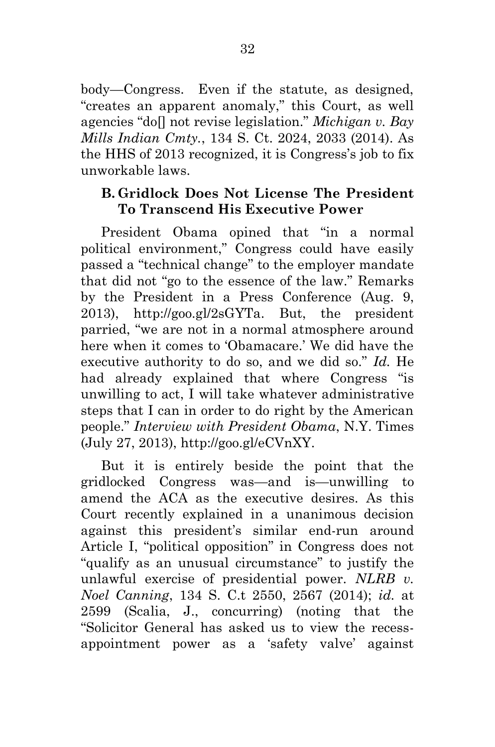body—Congress. Even if the statute, as designed, "creates an apparent anomaly," this Court, as well agencies "do[] not revise legislation." *Michigan v. Bay Mills Indian Cmty.*, 134 S. Ct. 2024, 2033 (2014). As the HHS of 2013 recognized, it is Congress's job to fix unworkable laws.

### B. Gridlock Does Not License The President To Transcend His Executive Power

President Obama opined that "in a normal political environment," Congress could have easily passed a "technical change" to the employer mandate that did not "go to the essence of the law." Remarks by the President in a Press Conference (Aug. 9, 2013), http://goo.gl/2sGYTa. But, the president parried, "we are not in a normal atmosphere around here when it comes to 'Obamacare.' We did have the executive authority to do so, and we did so." *Id.* He had already explained that where Congress "is unwilling to act, I will take whatever administrative steps that I can in order to do right by the American people." *Interview with President Obama*, N.Y. Times (July 27, 2013), http://goo.gl/eCVnXY.

But it is entirely beside the point that the gridlocked Congress was—and is—unwilling to amend the ACA as the executive desires. As this Court recently explained in a unanimous decision against this president's similar end-run around Article I, "political opposition" in Congress does not "qualify as an unusual circumstance" to justify the unlawful exercise of presidential power. *NLRB v. Noel Canning*, 134 S. C.t 2550, 2567 (2014); *id.* at 2599 (Scalia, J., concurring) (noting that the "Solicitor General has asked us to view the recess-appointment power as a 'safety valve' against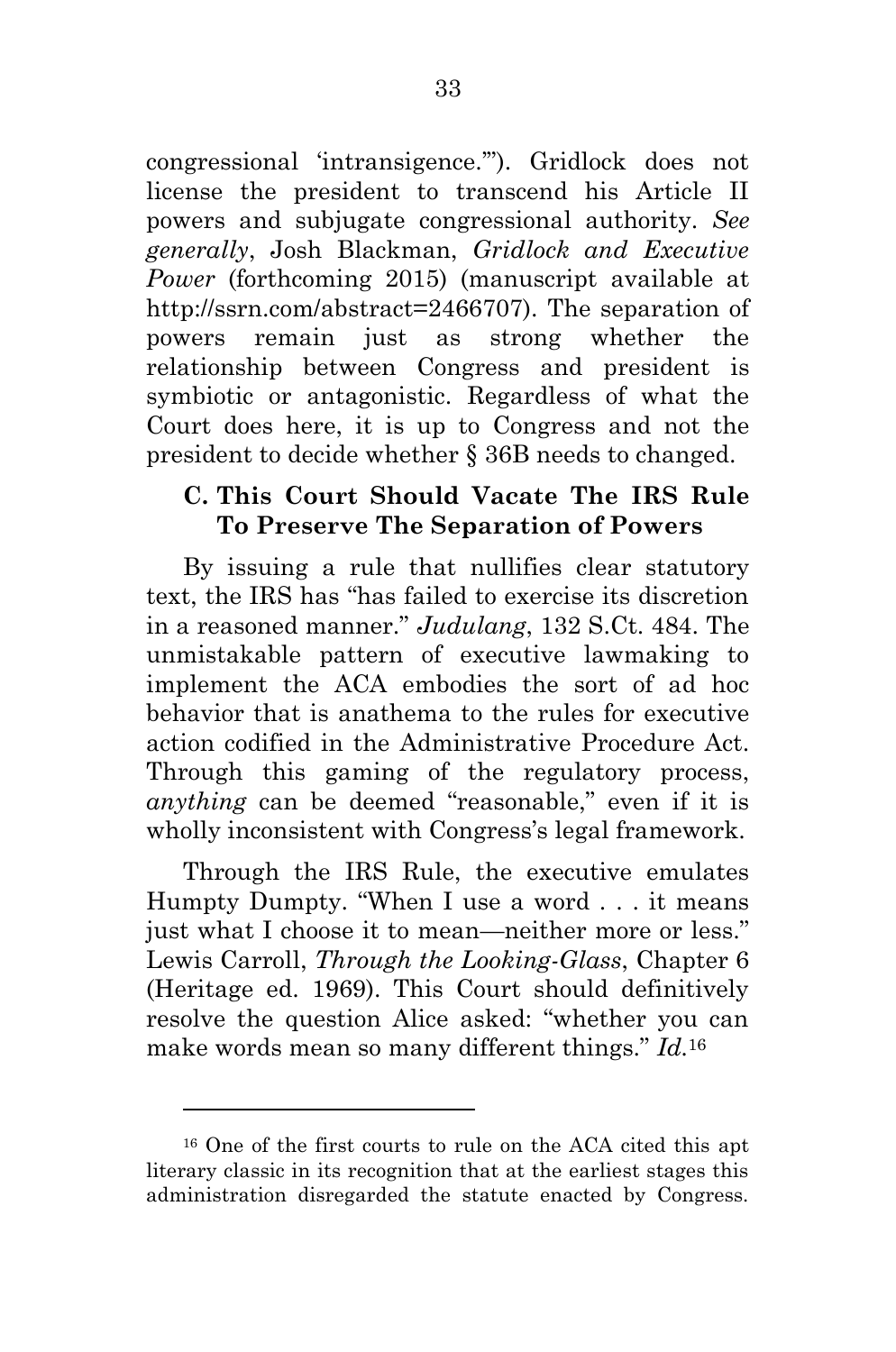congressional 'intransigence.'"). Gridlock does not license the president to transcend his Article II powers and subjugate congressional authority. *See generally*, Josh Blackman, *Gridlock and Executive Power* (forthcoming 2015) (manuscript available at http://ssrn.com/abstract=2466707). The separation of powers remain just as strong whether the relationship between Congress and president is symbiotic or antagonistic. Regardless of what the Court does here, it is up to Congress and not the president to decide whether § 36B needs to changed.

### C. This Court Should Vacate The IRS Rule To Preserve The Separation of Powers

By issuing a rule that nullifies clear statutory text, the IRS has "has failed to exercise its discretion in a reasoned manner." *Judulang*, 132 S.Ct. 484. The unmistakable pattern of executive lawmaking to implement the ACA embodies the sort of ad hoc behavior that is anathema to the rules for executive action codified in the Administrative Procedure Act. Through this gaming of the regulatory process, *anything* can be deemed "reasonable," even if it is wholly inconsistent with Congress's legal framework.

Through the IRS Rule, the executive emulates Humpty Dumpty. "When I use a word . . . it means just what I choose it to mean—neither more or less." Lewis Carroll, *Through the Looking-Glass*, Chapter 6 (Heritage ed. 1969). This Court should definitively resolve the question Alice asked: "whether you can make words mean so many different things." *Id.*[16]

---

[16] One of the first courts to rule on the ACA cited this apt literary classic in its recognition that at the earliest stages this administration disregarded the statute enacted by Congress.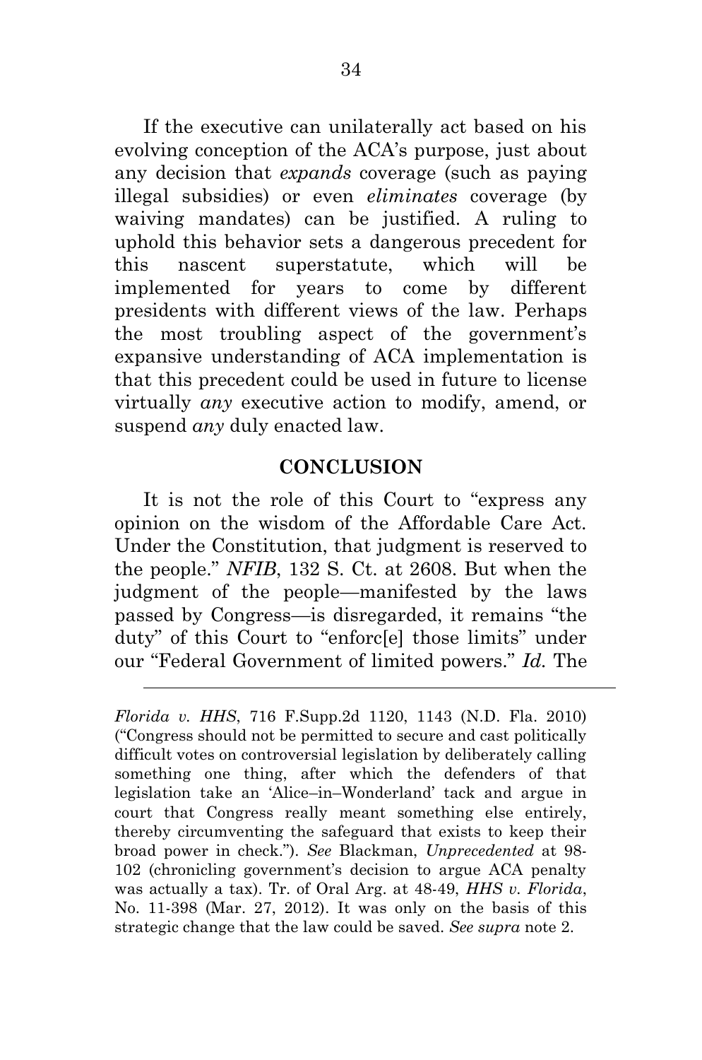If the executive can unilaterally act based on his evolving conception of the ACA's purpose, just about any decision that *expands* coverage (such as paying illegal subsidies) or even *eliminates* coverage (by waiving mandates) can be justified. A ruling to uphold this behavior sets a dangerous precedent for this nascent superstatute, which will be implemented for years to come by different presidents with different views of the law. Perhaps the most troubling aspect of the government's expansive understanding of ACA implementation is that this precedent could be used in future to license virtually *any* executive action to modify, amend, or suspend *any* duly enacted law.

## CONCLUSION

It is not the role of this Court to "express any opinion on the wisdom of the Affordable Care Act. Under the Constitution, that judgment is reserved to the people." *NFIB*, 132 S. Ct. at 2608. But when the judgment of the people—manifested by the laws passed by Congress—is disregarded, it remains "the duty" of this Court to "enforc[e] those limits" under our "Federal Government of limited powers." *Id.* The

---

*Florida v. HHS*, 716 F.Supp.2d 1120, 1143 (N.D. Fla. 2010) ("Congress should not be permitted to secure and cast politically difficult votes on controversial legislation by deliberately calling something one thing, after which the defenders of that legislation take an 'Alice–in–Wonderland' tack and argue in court that Congress really meant something else entirely, thereby circumventing the safeguard that exists to keep their broad power in check."). *See* Blackman, *Unprecedented* at 98-102 (chronicling government's decision to argue ACA penalty was actually a tax). Tr. of Oral Arg. at 48-49, *HHS v. Florida*, No. 11-398 (Mar. 27, 2012). It was only on the basis of this strategic change that the law could be saved. *See supra* note 2.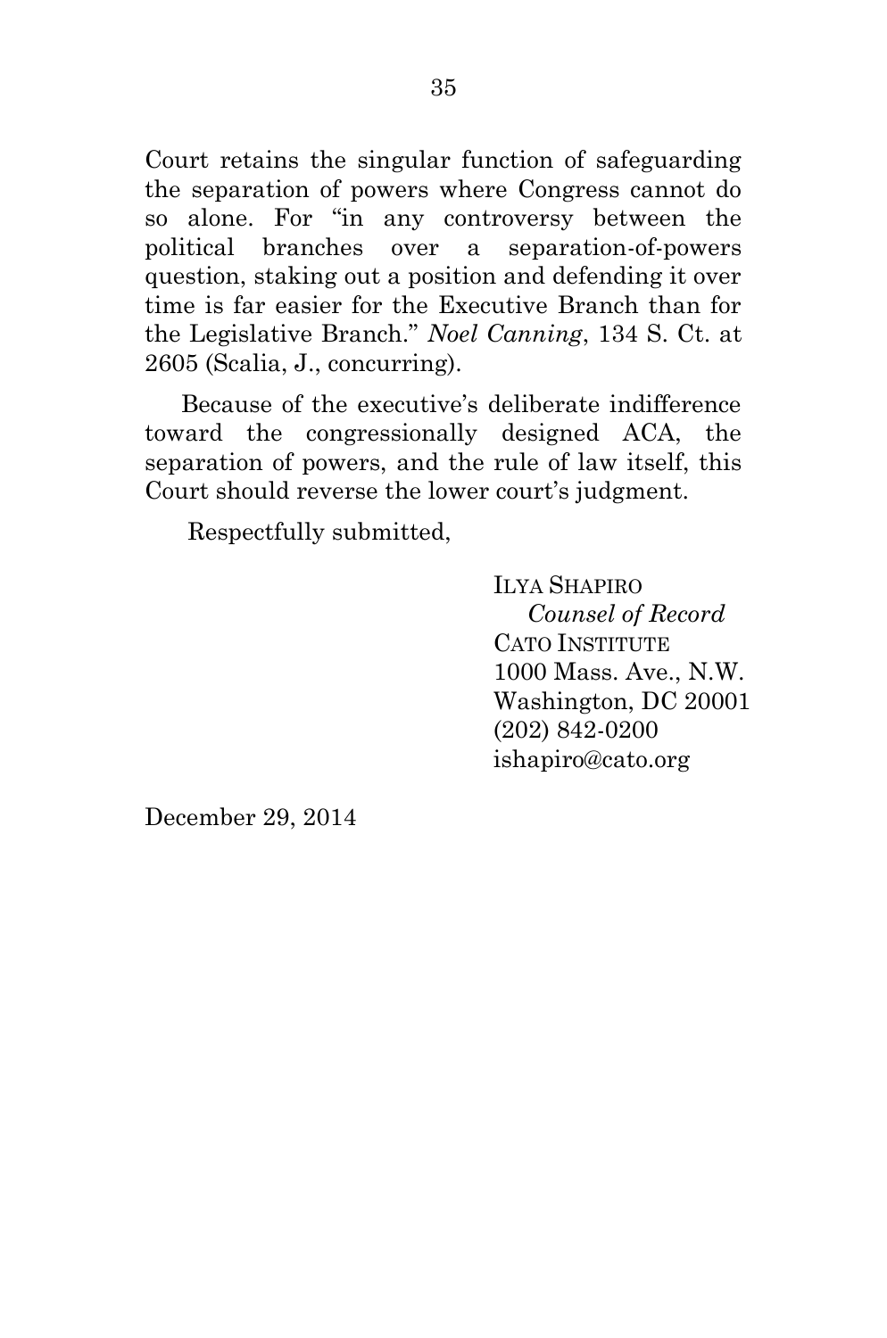Court retains the singular function of safeguarding the separation of powers where Congress cannot do so alone. For "in any controversy between the political branches over a separation-of-powers question, staking out a position and defending it over time is far easier for the Executive Branch than for the Legislative Branch." *Noel Canning*, 134 S. Ct. at 2605 (Scalia, J., concurring).

Because of the executive's deliberate indifference toward the congressionally designed ACA, the separation of powers, and the rule of law itself, this Court should reverse the lower court's judgment.

Respectfully submitted,

ILYA SHAPIRO
*Counsel of Record*
CATO INSTITUTE
1000 Mass. Ave., N.W.
Washington, DC 20001
(202) 842-0200
ishapiro@cato.org

December 29, 2014